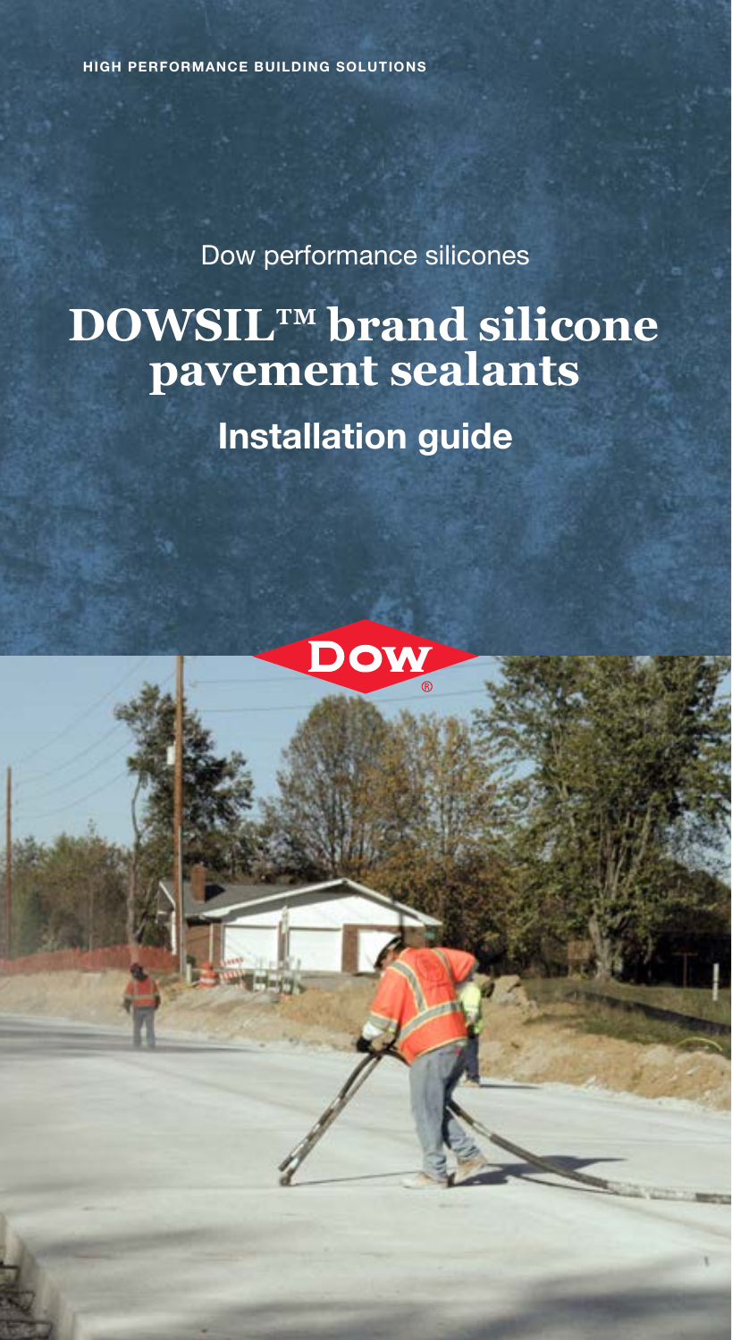HIGH PERFORMANCE BUILDING SOLUTIONS

Dow performance silicones

# DOWSIL™ brand silicone pavement sealants

## Installation guide

Dow®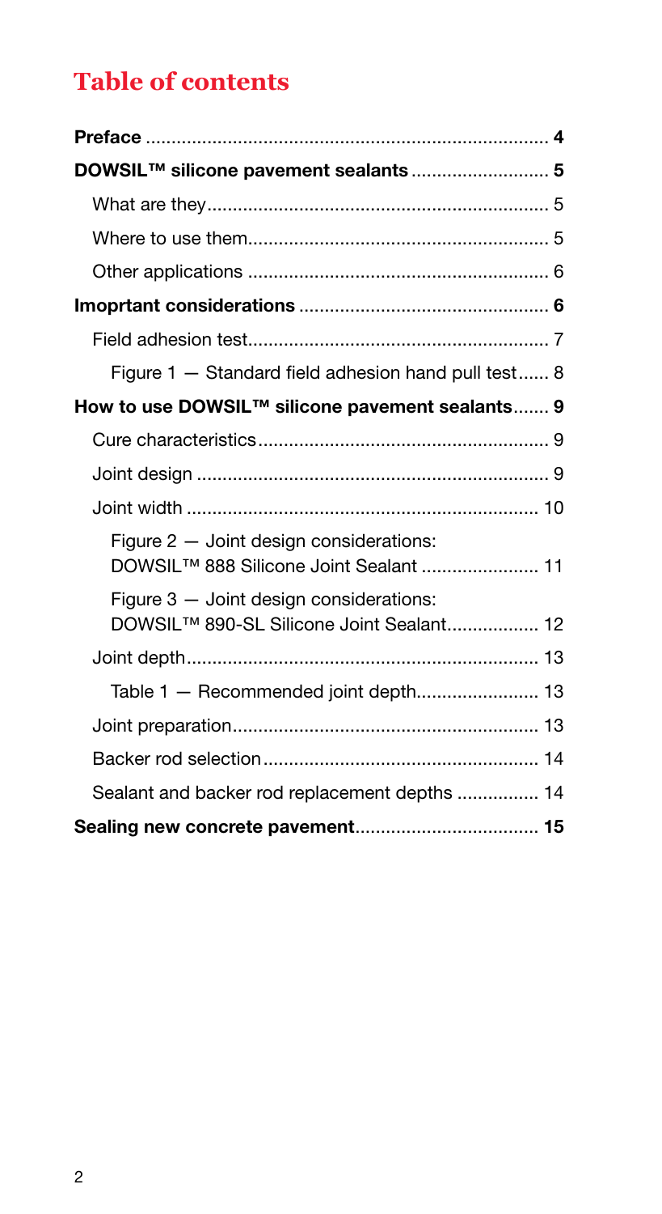## Table of contents

| | |
|---|---|
| **Preface** | **4** |
| **DOWSIL™ silicone pavement sealants** | **5** |
| What are they | 5 |
| Where to use them | 5 |
| Other applications | 6 |
| **Imoprtant considerations** | **6** |
| Field adhesion test | 7 |
| Figure 1 — Standard field adhesion hand pull test | 8 |
| **How to use DOWSIL™ silicone pavement sealants** | **9** |
| Cure characteristics | 9 |
| Joint design | 9 |
| Joint width | 10 |
| Figure 2 — Joint design considerations: DOWSIL™ 888 Silicone Joint Sealant | 11 |
| Figure 3 — Joint design considerations: DOWSIL™ 890-SL Silicone Joint Sealant | 12 |
| Joint depth | 13 |
| Table 1 — Recommended joint depth | 13 |
| Joint preparation | 13 |
| Backer rod selection | 14 |
| Sealant and backer rod replacement depths | 14 |
| **Sealing new concrete pavement** | **15** |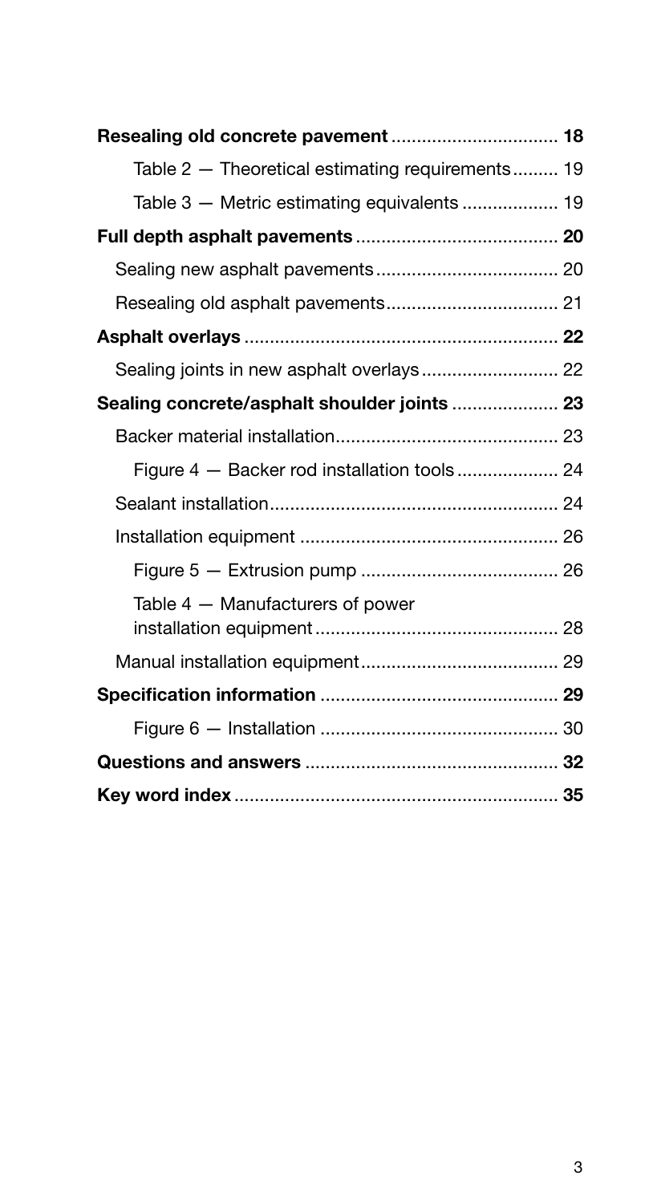**Resealing old concrete pavement** ............................... **18**

Table 2 — Theoretical estimating requirements......... 19

Table 3 — Metric estimating equivalents .................. 19

**Full depth asphalt pavements** ....................................... **20**

Sealing new asphalt pavements.................................... 20

Resealing old asphalt pavements.................................. 21

**Asphalt overlays** .............................................................. **22**

Sealing joints in new asphalt overlays.......................... 22

**Sealing concrete/asphalt shoulder joints** .................... **23**

Backer material installation............................................ 23

Figure 4 — Backer rod installation tools.................... 24

Sealant installation......................................................... 24

Installation equipment ................................................... 26

Figure 5 — Extrusion pump ....................................... 26

Table 4 — Manufacturers of power installation equipment................................................. 28

Manual installation equipment....................................... 29

**Specification information** .............................................. **29**

Figure 6 — Installation ............................................... 30

**Questions and answers** .................................................. **32**

**Key word index** ................................................................ **35**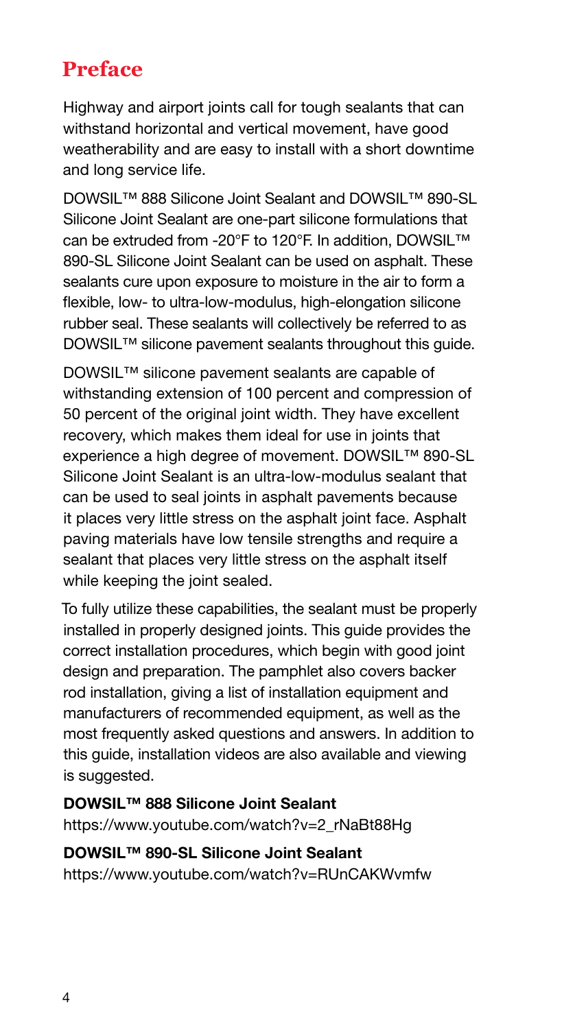# Preface

Highway and airport joints call for tough sealants that can withstand horizontal and vertical movement, have good weatherability and are easy to install with a short downtime and long service life.

DOWSIL™ 888 Silicone Joint Sealant and DOWSIL™ 890-SL Silicone Joint Sealant are one-part silicone formulations that can be extruded from -20°F to 120°F. In addition, DOWSIL™ 890-SL Silicone Joint Sealant can be used on asphalt. These sealants cure upon exposure to moisture in the air to form a flexible, low- to ultra-low-modulus, high-elongation silicone rubber seal. These sealants will collectively be referred to as DOWSIL™ silicone pavement sealants throughout this guide.

DOWSIL™ silicone pavement sealants are capable of withstanding extension of 100 percent and compression of 50 percent of the original joint width. They have excellent recovery, which makes them ideal for use in joints that experience a high degree of movement. DOWSIL™ 890-SL Silicone Joint Sealant is an ultra-low-modulus sealant that can be used to seal joints in asphalt pavements because it places very little stress on the asphalt joint face. Asphalt paving materials have low tensile strengths and require a sealant that places very little stress on the asphalt itself while keeping the joint sealed.

To fully utilize these capabilities, the sealant must be properly installed in properly designed joints. This guide provides the correct installation procedures, which begin with good joint design and preparation. The pamphlet also covers backer rod installation, giving a list of installation equipment and manufacturers of recommended equipment, as well as the most frequently asked questions and answers. In addition to this guide, installation videos are also available and viewing is suggested.

**DOWSIL™ 888 Silicone Joint Sealant**
https://www.youtube.com/watch?v=2_rNaBt88Hg

**DOWSIL™ 890-SL Silicone Joint Sealant**
https://www.youtube.com/watch?v=RUnCAKWvmfw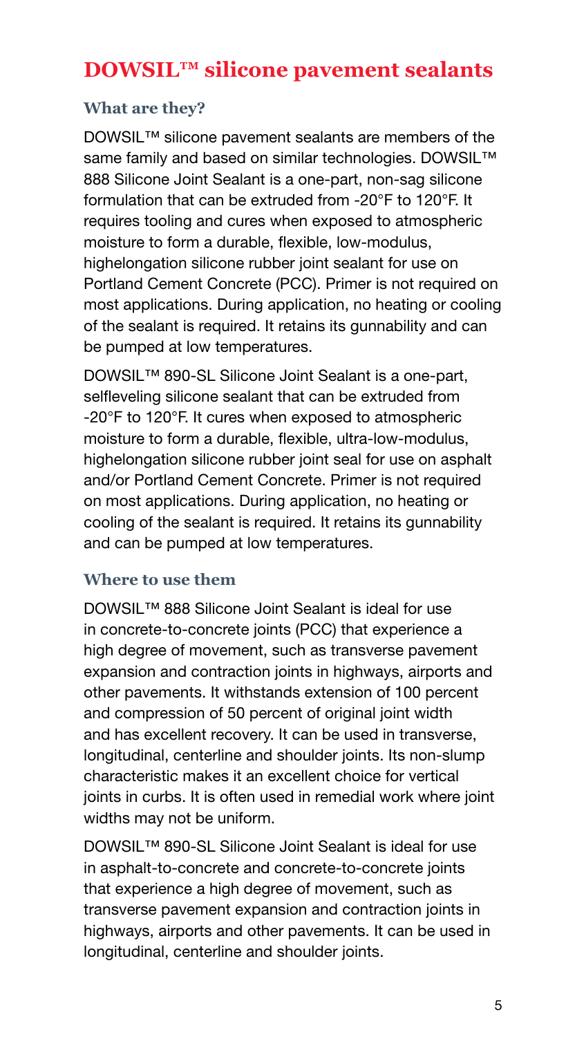## DOWSIL™ silicone pavement sealants

### What are they?

DOWSIL™ silicone pavement sealants are members of the same family and based on similar technologies. DOWSIL™ 888 Silicone Joint Sealant is a one-part, non-sag silicone formulation that can be extruded from -20°F to 120°F. It requires tooling and cures when exposed to atmospheric moisture to form a durable, flexible, low-modulus, highelongation silicone rubber joint sealant for use on Portland Cement Concrete (PCC). Primer is not required on most applications. During application, no heating or cooling of the sealant is required. It retains its gunnability and can be pumped at low temperatures.

DOWSIL™ 890-SL Silicone Joint Sealant is a one-part, selfleveling silicone sealant that can be extruded from -20°F to 120°F. It cures when exposed to atmospheric moisture to form a durable, flexible, ultra-low-modulus, highelongation silicone rubber joint seal for use on asphalt and/or Portland Cement Concrete. Primer is not required on most applications. During application, no heating or cooling of the sealant is required. It retains its gunnability and can be pumped at low temperatures.

### Where to use them

DOWSIL™ 888 Silicone Joint Sealant is ideal for use in concrete-to-concrete joints (PCC) that experience a high degree of movement, such as transverse pavement expansion and contraction joints in highways, airports and other pavements. It withstands extension of 100 percent and compression of 50 percent of original joint width and has excellent recovery. It can be used in transverse, longitudinal, centerline and shoulder joints. Its non-slump characteristic makes it an excellent choice for vertical joints in curbs. It is often used in remedial work where joint widths may not be uniform.

DOWSIL™ 890-SL Silicone Joint Sealant is ideal for use in asphalt-to-concrete and concrete-to-concrete joints that experience a high degree of movement, such as transverse pavement expansion and contraction joints in highways, airports and other pavements. It can be used in longitudinal, centerline and shoulder joints.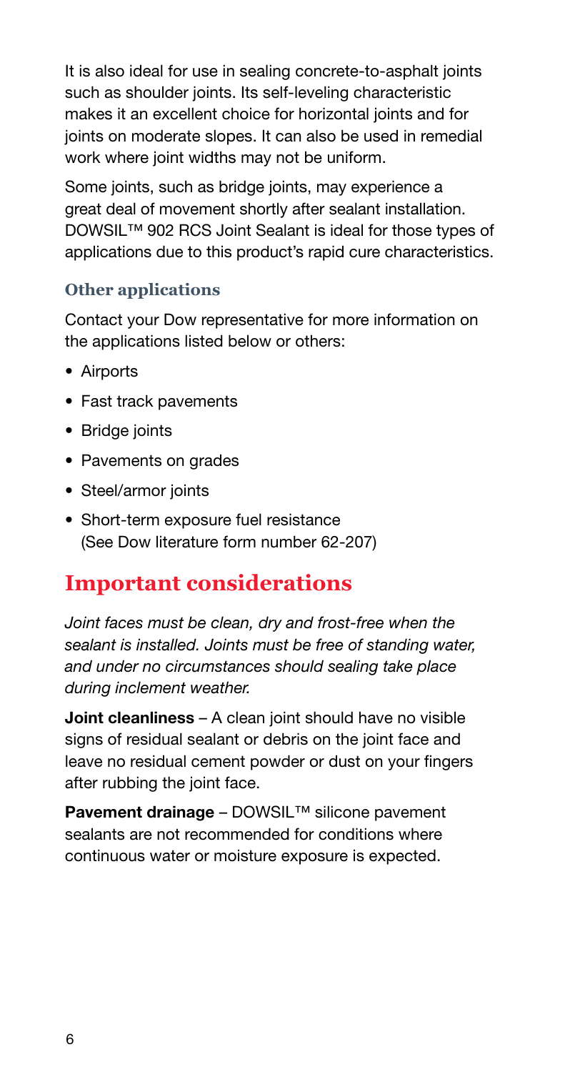It is also ideal for use in sealing concrete-to-asphalt joints such as shoulder joints. Its self-leveling characteristic makes it an excellent choice for horizontal joints and for joints on moderate slopes. It can also be used in remedial work where joint widths may not be uniform.

Some joints, such as bridge joints, may experience a great deal of movement shortly after sealant installation. DOWSIL™ 902 RCS Joint Sealant is ideal for those types of applications due to this product's rapid cure characteristics.

### Other applications

Contact your Dow representative for more information on the applications listed below or others:

- Airports
- Fast track pavements
- Bridge joints
- Pavements on grades
- Steel/armor joints
- Short-term exposure fuel resistance (See Dow literature form number 62-207)

## Important considerations

*Joint faces must be clean, dry and frost-free when the sealant is installed. Joints must be free of standing water, and under no circumstances should sealing take place during inclement weather.*

**Joint cleanliness** – A clean joint should have no visible signs of residual sealant or debris on the joint face and leave no residual cement powder or dust on your fingers after rubbing the joint face.

**Pavement drainage** – DOWSIL™ silicone pavement sealants are not recommended for conditions where continuous water or moisture exposure is expected.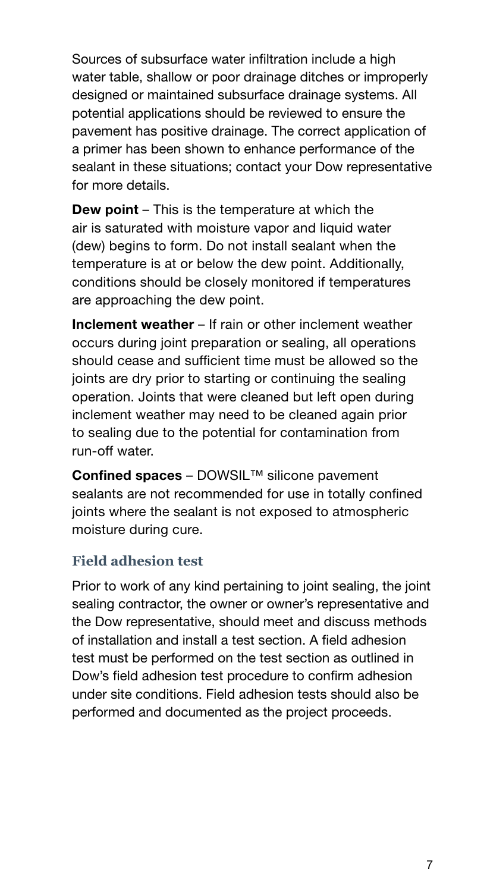Sources of subsurface water infiltration include a high water table, shallow or poor drainage ditches or improperly designed or maintained subsurface drainage systems. All potential applications should be reviewed to ensure the pavement has positive drainage. The correct application of a primer has been shown to enhance performance of the sealant in these situations; contact your Dow representative for more details.

**Dew point** – This is the temperature at which the air is saturated with moisture vapor and liquid water (dew) begins to form. Do not install sealant when the temperature is at or below the dew point. Additionally, conditions should be closely monitored if temperatures are approaching the dew point.

**Inclement weather** – If rain or other inclement weather occurs during joint preparation or sealing, all operations should cease and sufficient time must be allowed so the joints are dry prior to starting or continuing the sealing operation. Joints that were cleaned but left open during inclement weather may need to be cleaned again prior to sealing due to the potential for contamination from run-off water.

**Confined spaces** – DOWSIL™ silicone pavement sealants are not recommended for use in totally confined joints where the sealant is not exposed to atmospheric moisture during cure.

### Field adhesion test

Prior to work of any kind pertaining to joint sealing, the joint sealing contractor, the owner or owner's representative and the Dow representative, should meet and discuss methods of installation and install a test section. A field adhesion test must be performed on the test section as outlined in Dow's field adhesion test procedure to confirm adhesion under site conditions. Field adhesion tests should also be performed and documented as the project proceeds.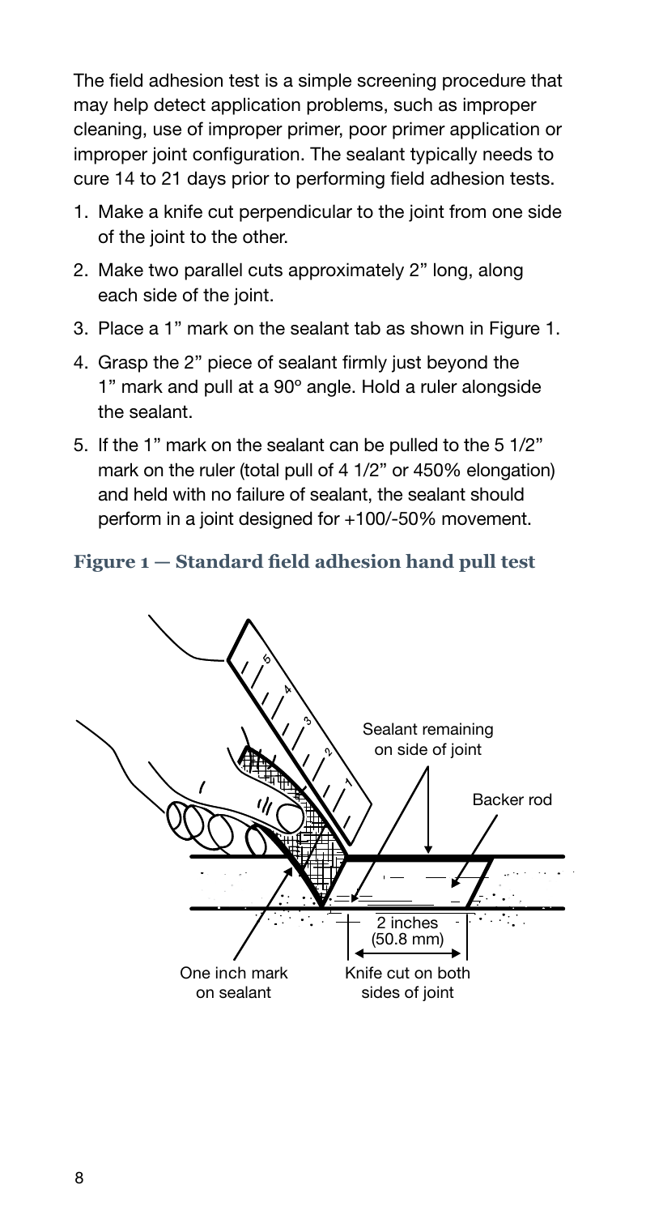The field adhesion test is a simple screening procedure that may help detect application problems, such as improper cleaning, use of improper primer, poor primer application or improper joint configuration. The sealant typically needs to cure 14 to 21 days prior to performing field adhesion tests.

1. Make a knife cut perpendicular to the joint from one side of the joint to the other.
2. Make two parallel cuts approximately 2" long, along each side of the joint.
3. Place a 1" mark on the sealant tab as shown in Figure 1.
4. Grasp the 2" piece of sealant firmly just beyond the 1" mark and pull at a 90° angle. Hold a ruler alongside the sealant.
5. If the 1" mark on the sealant can be pulled to the 5 1/2" mark on the ruler (total pull of 4 1/2" or 450% elongation) and held with no failure of sealant, the sealant should perform in a joint designed for +100/-50% movement.

**Figure 1 — Standard field adhesion hand pull test**

Sealant remaining on side of joint

Backer rod

2 inches (50.8 mm)

One inch mark on sealant

Knife cut on both sides of joint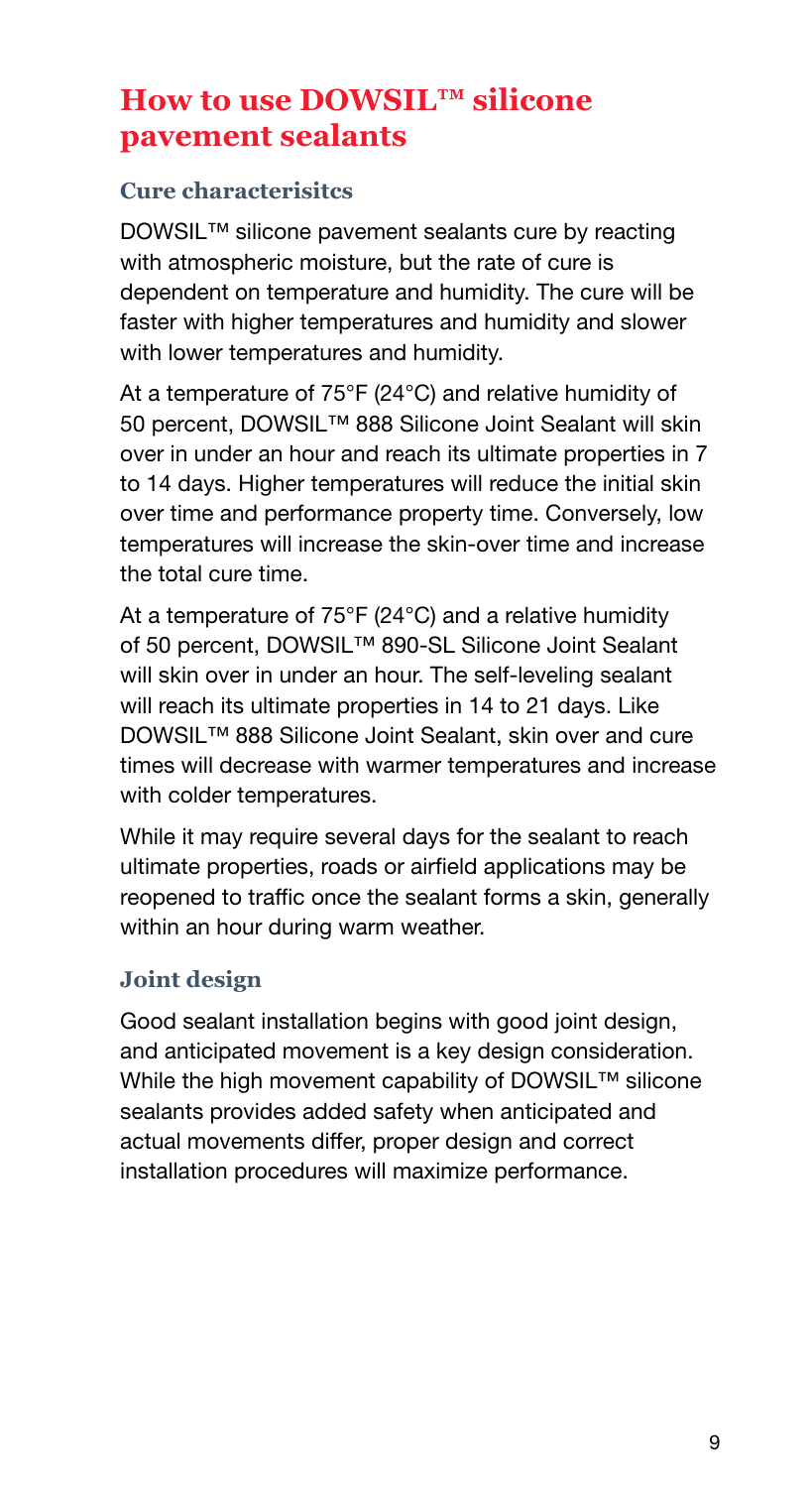## How to use DOWSIL™ silicone pavement sealants

### Cure characterisitcs

DOWSIL™ silicone pavement sealants cure by reacting with atmospheric moisture, but the rate of cure is dependent on temperature and humidity. The cure will be faster with higher temperatures and humidity and slower with lower temperatures and humidity.

At a temperature of 75°F (24°C) and relative humidity of 50 percent, DOWSIL™ 888 Silicone Joint Sealant will skin over in under an hour and reach its ultimate properties in 7 to 14 days. Higher temperatures will reduce the initial skin over time and performance property time. Conversely, low temperatures will increase the skin-over time and increase the total cure time.

At a temperature of 75°F (24°C) and a relative humidity of 50 percent, DOWSIL™ 890-SL Silicone Joint Sealant will skin over in under an hour. The self-leveling sealant will reach its ultimate properties in 14 to 21 days. Like DOWSIL™ 888 Silicone Joint Sealant, skin over and cure times will decrease with warmer temperatures and increase with colder temperatures.

While it may require several days for the sealant to reach ultimate properties, roads or airfield applications may be reopened to traffic once the sealant forms a skin, generally within an hour during warm weather.

### Joint design

Good sealant installation begins with good joint design, and anticipated movement is a key design consideration. While the high movement capability of DOWSIL™ silicone sealants provides added safety when anticipated and actual movements differ, proper design and correct installation procedures will maximize performance.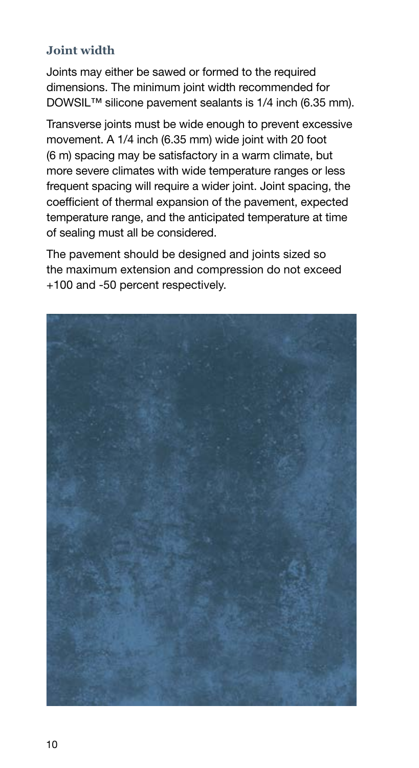### Joint width

Joints may either be sawed or formed to the required dimensions. The minimum joint width recommended for DOWSIL™ silicone pavement sealants is 1/4 inch (6.35 mm).

Transverse joints must be wide enough to prevent excessive movement. A 1/4 inch (6.35 mm) wide joint with 20 foot (6 m) spacing may be satisfactory in a warm climate, but more severe climates with wide temperature ranges or less frequent spacing will require a wider joint. Joint spacing, the coefficient of thermal expansion of the pavement, expected temperature range, and the anticipated temperature at time of sealing must all be considered.

The pavement should be designed and joints sized so the maximum extension and compression do not exceed +100 and -50 percent respectively.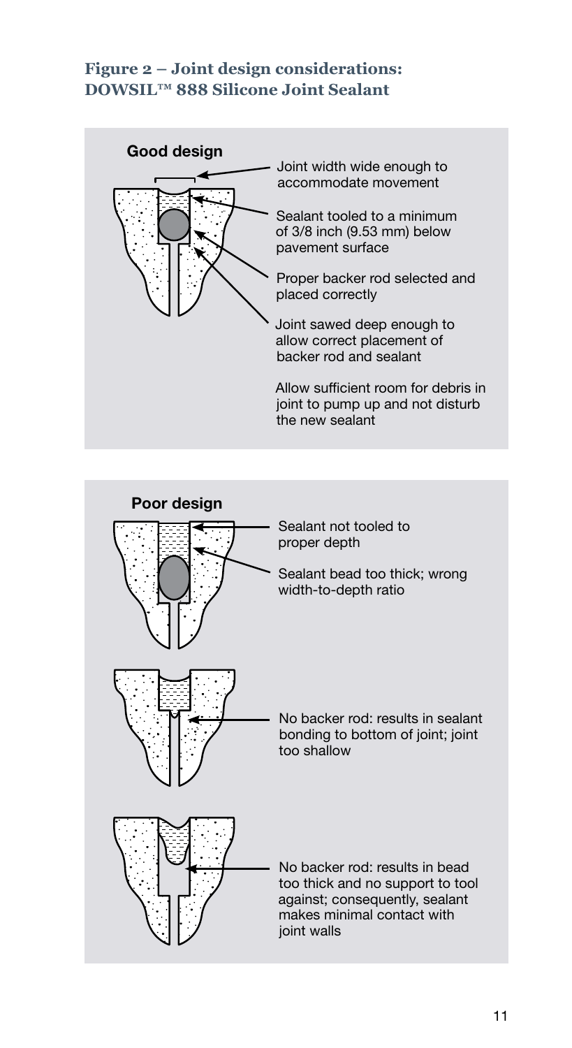### Figure 2 – Joint design considerations: DOWSIL™ 888 Silicone Joint Sealant

**Good design**

- Joint width wide enough to accommodate movement
- Sealant tooled to a minimum of 3/8 inch (9.53 mm) below pavement surface
- Proper backer rod selected and placed correctly
- Joint sawed deep enough to allow correct placement of backer rod and sealant
- Allow sufficient room for debris in joint to pump up and not disturb the new sealant

**Poor design**

- Sealant not tooled to proper depth
- Sealant bead too thick; wrong width-to-depth ratio
- No backer rod: results in sealant bonding to bottom of joint; joint too shallow
- No backer rod: results in bead too thick and no support to tool against; consequently, sealant makes minimal contact with joint walls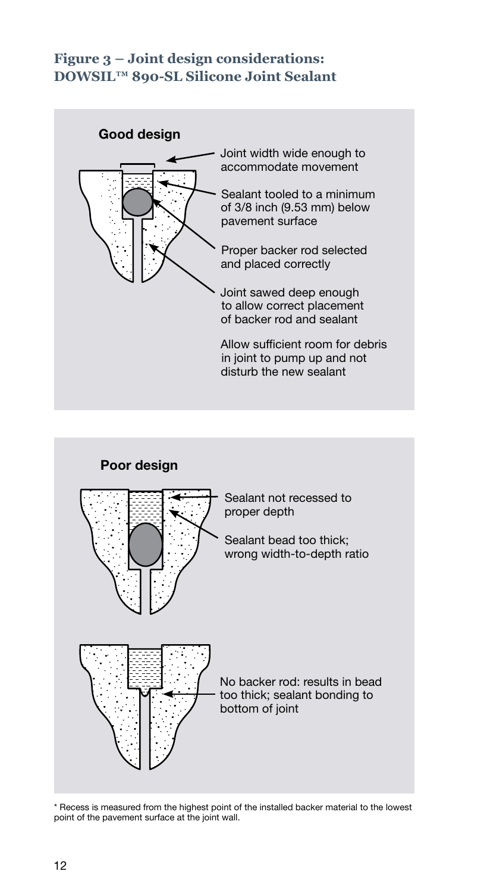### Figure 3 – Joint design considerations: DOWSIL™ 890-SL Silicone Joint Sealant

**Good design**

- Joint width wide enough to accommodate movement
- Sealant tooled to a minimum of 3/8 inch (9.53 mm) below pavement surface
- Proper backer rod selected and placed correctly
- Joint sawed deep enough to allow correct placement of backer rod and sealant
- Allow sufficient room for debris in joint to pump up and not disturb the new sealant

**Poor design**

- Sealant not recessed to proper depth
- Sealant bead too thick; wrong width-to-depth ratio
- No backer rod: results in bead too thick; sealant bonding to bottom of joint

* Recess is measured from the highest point of the installed backer material to the lowest point of the pavement surface at the joint wall.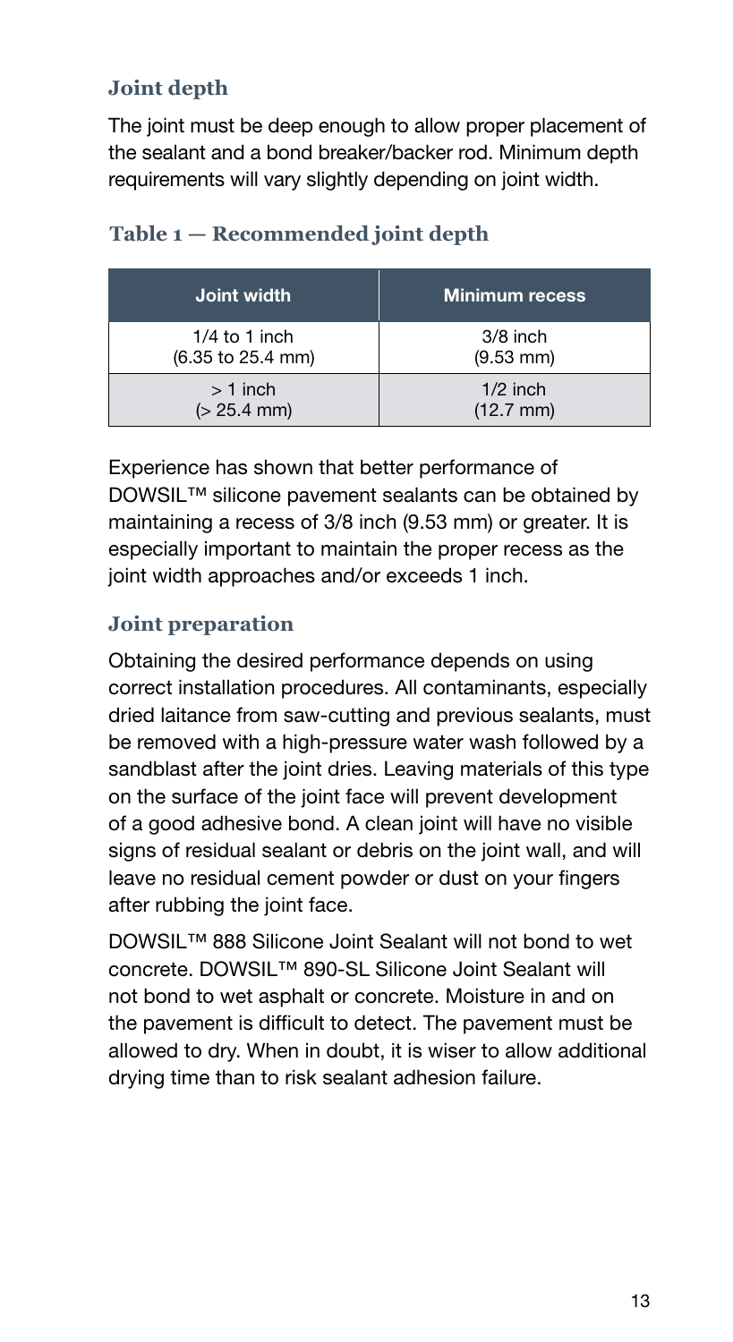### Joint depth

The joint must be deep enough to allow proper placement of the sealant and a bond breaker/backer rod. Minimum depth requirements will vary slightly depending on joint width.

### Table 1 — Recommended joint depth

| Joint width | Minimum recess |
|---|---|
| 1/4 to 1 inch (6.35 to 25.4 mm) | 3/8 inch (9.53 mm) |
| > 1 inch (> 25.4 mm) | 1/2 inch (12.7 mm) |

Experience has shown that better performance of DOWSIL™ silicone pavement sealants can be obtained by maintaining a recess of 3/8 inch (9.53 mm) or greater. It is especially important to maintain the proper recess as the joint width approaches and/or exceeds 1 inch.

### Joint preparation

Obtaining the desired performance depends on using correct installation procedures. All contaminants, especially dried laitance from saw-cutting and previous sealants, must be removed with a high-pressure water wash followed by a sandblast after the joint dries. Leaving materials of this type on the surface of the joint face will prevent development of a good adhesive bond. A clean joint will have no visible signs of residual sealant or debris on the joint wall, and will leave no residual cement powder or dust on your fingers after rubbing the joint face.

DOWSIL™ 888 Silicone Joint Sealant will not bond to wet concrete. DOWSIL™ 890-SL Silicone Joint Sealant will not bond to wet asphalt or concrete. Moisture in and on the pavement is difficult to detect. The pavement must be allowed to dry. When in doubt, it is wiser to allow additional drying time than to risk sealant adhesion failure.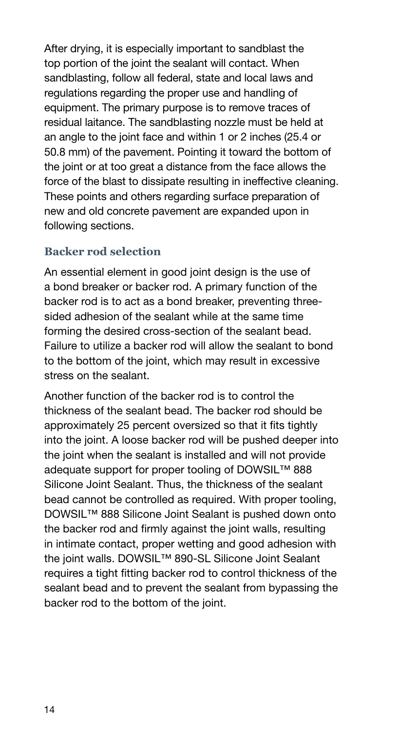After drying, it is especially important to sandblast the top portion of the joint the sealant will contact. When sandblasting, follow all federal, state and local laws and regulations regarding the proper use and handling of equipment. The primary purpose is to remove traces of residual laitance. The sandblasting nozzle must be held at an angle to the joint face and within 1 or 2 inches (25.4 or 50.8 mm) of the pavement. Pointing it toward the bottom of the joint or at too great a distance from the face allows the force of the blast to dissipate resulting in ineffective cleaning. These points and others regarding surface preparation of new and old concrete pavement are expanded upon in following sections.

### Backer rod selection

An essential element in good joint design is the use of a bond breaker or backer rod. A primary function of the backer rod is to act as a bond breaker, preventing three-sided adhesion of the sealant while at the same time forming the desired cross-section of the sealant bead. Failure to utilize a backer rod will allow the sealant to bond to the bottom of the joint, which may result in excessive stress on the sealant.

Another function of the backer rod is to control the thickness of the sealant bead. The backer rod should be approximately 25 percent oversized so that it fits tightly into the joint. A loose backer rod will be pushed deeper into the joint when the sealant is installed and will not provide adequate support for proper tooling of DOWSIL™ 888 Silicone Joint Sealant. Thus, the thickness of the sealant bead cannot be controlled as required. With proper tooling, DOWSIL™ 888 Silicone Joint Sealant is pushed down onto the backer rod and firmly against the joint walls, resulting in intimate contact, proper wetting and good adhesion with the joint walls. DOWSIL™ 890-SL Silicone Joint Sealant requires a tight fitting backer rod to control thickness of the sealant bead and to prevent the sealant from bypassing the backer rod to the bottom of the joint.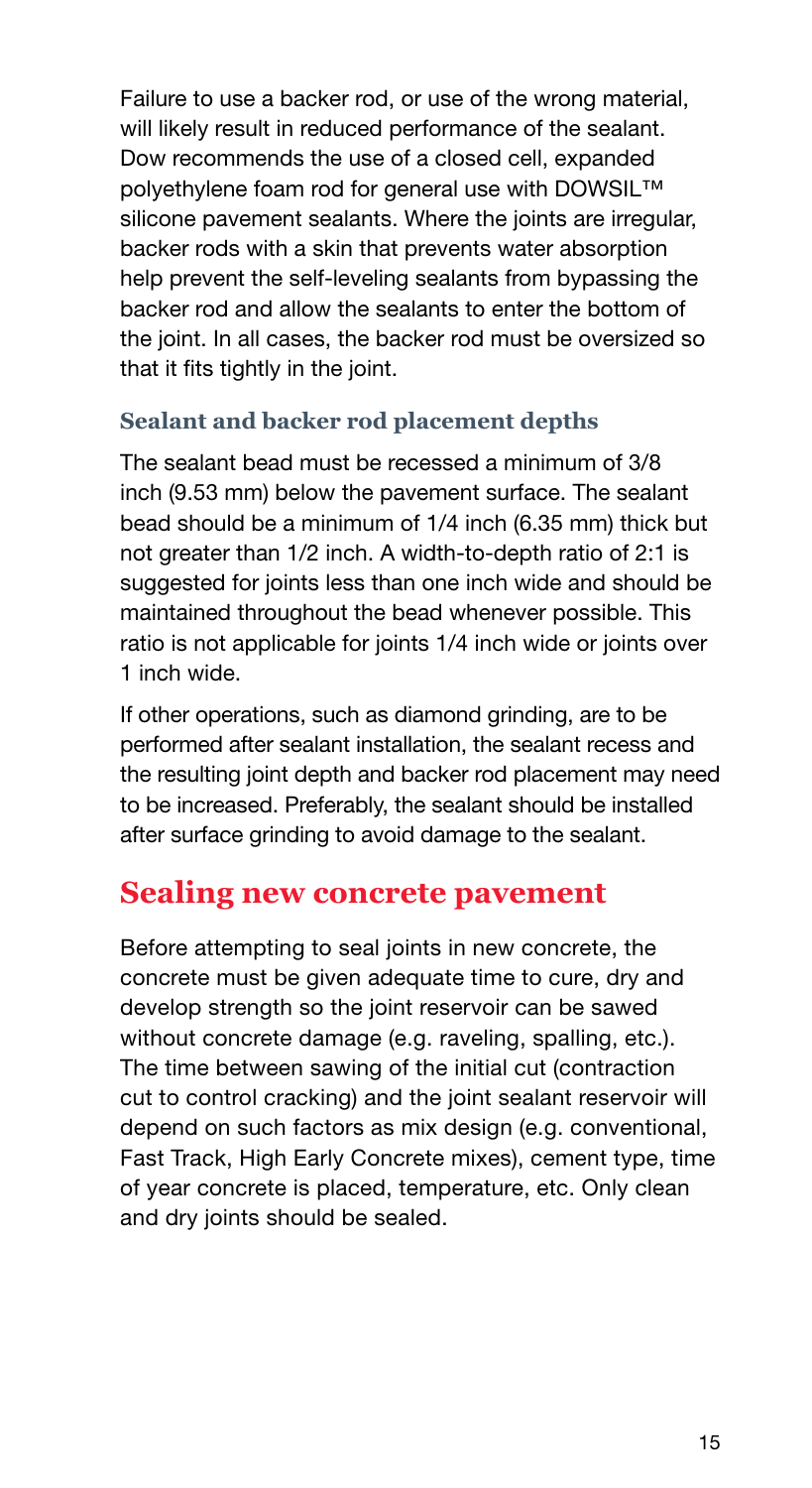Failure to use a backer rod, or use of the wrong material, will likely result in reduced performance of the sealant. Dow recommends the use of a closed cell, expanded polyethylene foam rod for general use with DOWSIL™ silicone pavement sealants. Where the joints are irregular, backer rods with a skin that prevents water absorption help prevent the self-leveling sealants from bypassing the backer rod and allow the sealants to enter the bottom of the joint. In all cases, the backer rod must be oversized so that it fits tightly in the joint.

### Sealant and backer rod placement depths

The sealant bead must be recessed a minimum of 3/8 inch (9.53 mm) below the pavement surface. The sealant bead should be a minimum of 1/4 inch (6.35 mm) thick but not greater than 1/2 inch. A width-to-depth ratio of 2:1 is suggested for joints less than one inch wide and should be maintained throughout the bead whenever possible. This ratio is not applicable for joints 1/4 inch wide or joints over 1 inch wide.

If other operations, such as diamond grinding, are to be performed after sealant installation, the sealant recess and the resulting joint depth and backer rod placement may need to be increased. Preferably, the sealant should be installed after surface grinding to avoid damage to the sealant.

## Sealing new concrete pavement

Before attempting to seal joints in new concrete, the concrete must be given adequate time to cure, dry and develop strength so the joint reservoir can be sawed without concrete damage (e.g. raveling, spalling, etc.). The time between sawing of the initial cut (contraction cut to control cracking) and the joint sealant reservoir will depend on such factors as mix design (e.g. conventional, Fast Track, High Early Concrete mixes), cement type, time of year concrete is placed, temperature, etc. Only clean and dry joints should be sealed.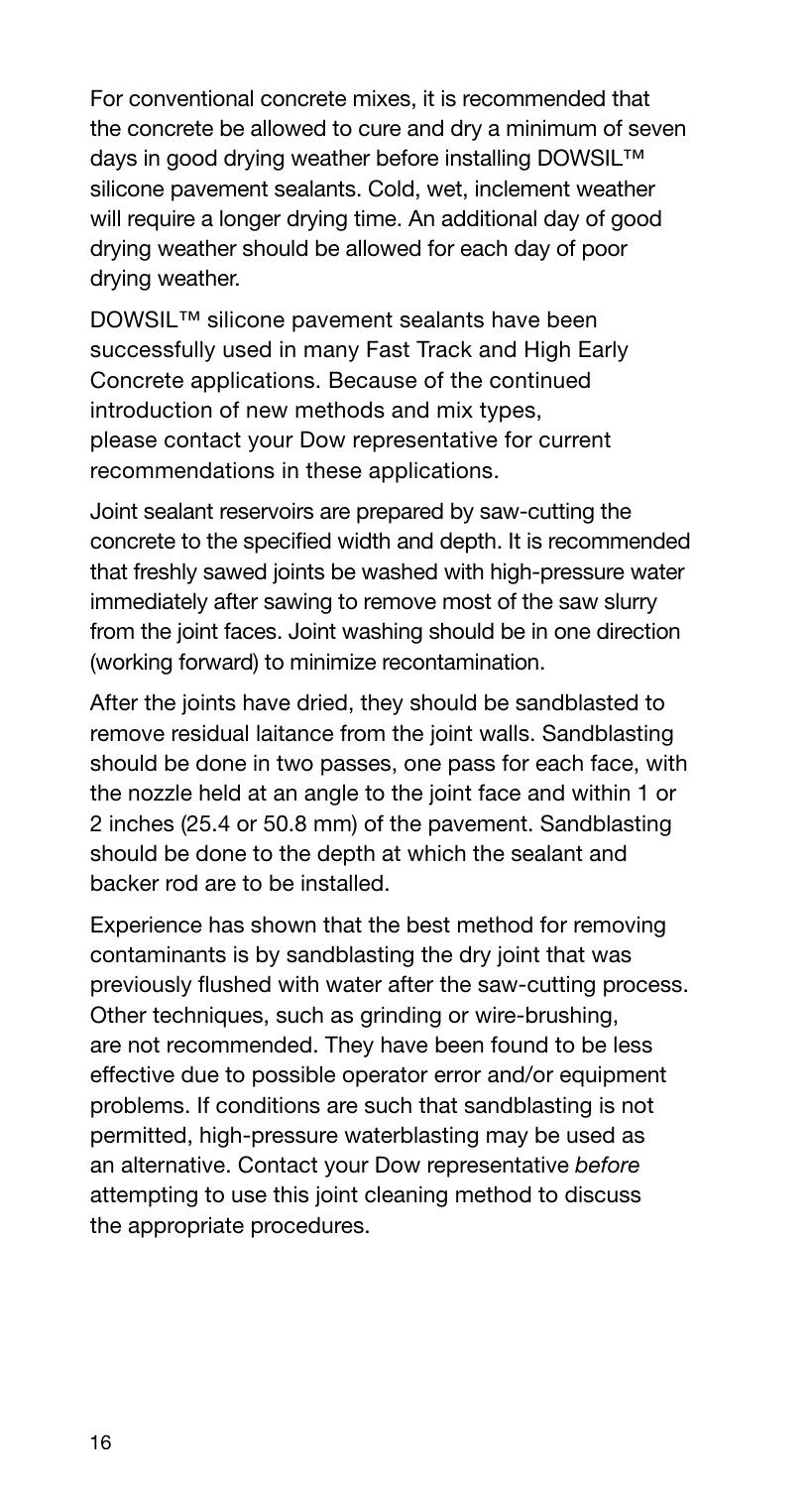For conventional concrete mixes, it is recommended that the concrete be allowed to cure and dry a minimum of seven days in good drying weather before installing DOWSIL™ silicone pavement sealants. Cold, wet, inclement weather will require a longer drying time. An additional day of good drying weather should be allowed for each day of poor drying weather.

DOWSIL™ silicone pavement sealants have been successfully used in many Fast Track and High Early Concrete applications. Because of the continued introduction of new methods and mix types, please contact your Dow representative for current recommendations in these applications.

Joint sealant reservoirs are prepared by saw-cutting the concrete to the specified width and depth. It is recommended that freshly sawed joints be washed with high-pressure water immediately after sawing to remove most of the saw slurry from the joint faces. Joint washing should be in one direction (working forward) to minimize recontamination.

After the joints have dried, they should be sandblasted to remove residual laitance from the joint walls. Sandblasting should be done in two passes, one pass for each face, with the nozzle held at an angle to the joint face and within 1 or 2 inches (25.4 or 50.8 mm) of the pavement. Sandblasting should be done to the depth at which the sealant and backer rod are to be installed.

Experience has shown that the best method for removing contaminants is by sandblasting the dry joint that was previously flushed with water after the saw-cutting process. Other techniques, such as grinding or wire-brushing, are not recommended. They have been found to be less effective due to possible operator error and/or equipment problems. If conditions are such that sandblasting is not permitted, high-pressure waterblasting may be used as an alternative. Contact your Dow representative *before* attempting to use this joint cleaning method to discuss the appropriate procedures.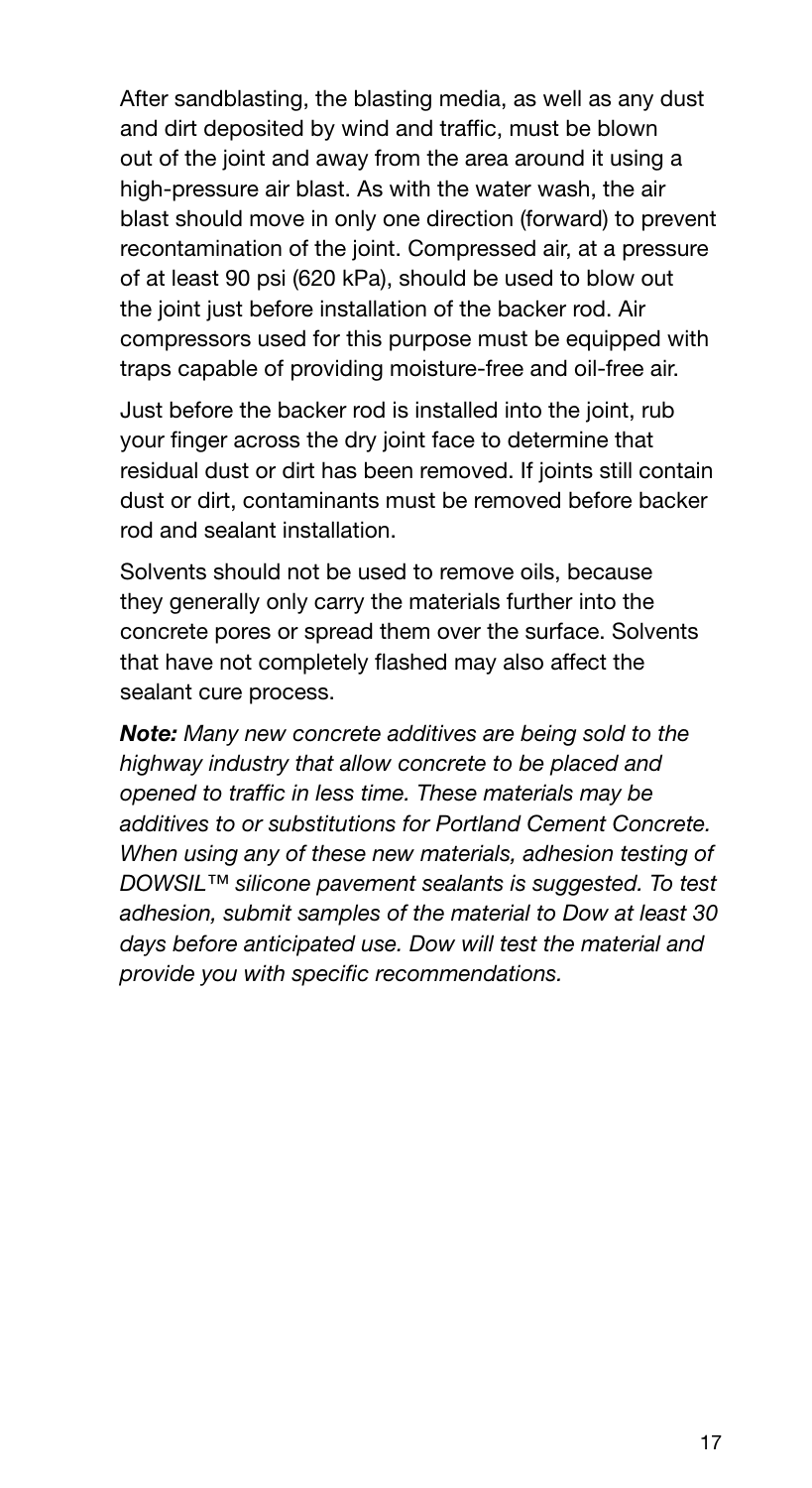After sandblasting, the blasting media, as well as any dust and dirt deposited by wind and traffic, must be blown out of the joint and away from the area around it using a high-pressure air blast. As with the water wash, the air blast should move in only one direction (forward) to prevent recontamination of the joint. Compressed air, at a pressure of at least 90 psi (620 kPa), should be used to blow out the joint just before installation of the backer rod. Air compressors used for this purpose must be equipped with traps capable of providing moisture-free and oil-free air.

Just before the backer rod is installed into the joint, rub your finger across the dry joint face to determine that residual dust or dirt has been removed. If joints still contain dust or dirt, contaminants must be removed before backer rod and sealant installation.

Solvents should not be used to remove oils, because they generally only carry the materials further into the concrete pores or spread them over the surface. Solvents that have not completely flashed may also affect the sealant cure process.

***Note:*** *Many new concrete additives are being sold to the highway industry that allow concrete to be placed and opened to traffic in less time. These materials may be additives to or substitutions for Portland Cement Concrete. When using any of these new materials, adhesion testing of DOWSIL™ silicone pavement sealants is suggested. To test adhesion, submit samples of the material to Dow at least 30 days before anticipated use. Dow will test the material and provide you with specific recommendations.*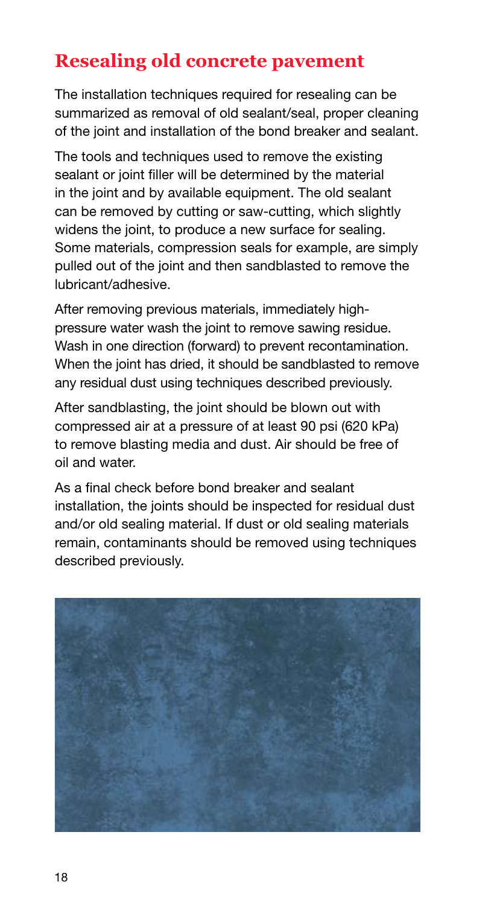## Resealing old concrete pavement

The installation techniques required for resealing can be summarized as removal of old sealant/seal, proper cleaning of the joint and installation of the bond breaker and sealant.

The tools and techniques used to remove the existing sealant or joint filler will be determined by the material in the joint and by available equipment. The old sealant can be removed by cutting or saw-cutting, which slightly widens the joint, to produce a new surface for sealing. Some materials, compression seals for example, are simply pulled out of the joint and then sandblasted to remove the lubricant/adhesive.

After removing previous materials, immediately high-pressure water wash the joint to remove sawing residue. Wash in one direction (forward) to prevent recontamination. When the joint has dried, it should be sandblasted to remove any residual dust using techniques described previously.

After sandblasting, the joint should be blown out with compressed air at a pressure of at least 90 psi (620 kPa) to remove blasting media and dust. Air should be free of oil and water.

As a final check before bond breaker and sealant installation, the joints should be inspected for residual dust and/or old sealing material. If dust or old sealing materials remain, contaminants should be removed using techniques described previously.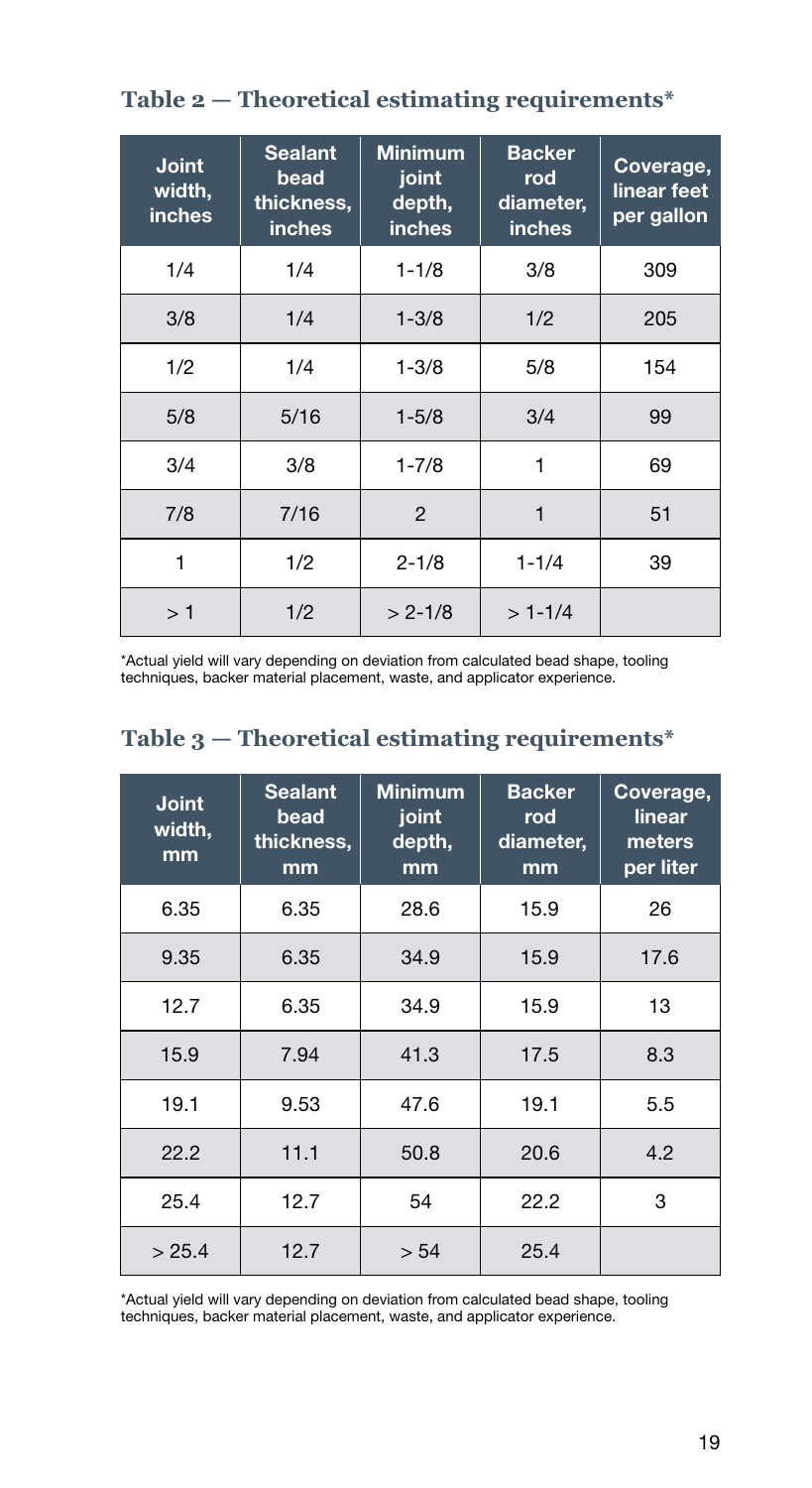## Table 2 — Theoretical estimating requirements*

| Joint width, inches | Sealant bead thickness, inches | Minimum joint depth, inches | Backer rod diameter, inches | Coverage, linear feet per gallon |
|---|---|---|---|---|
| 1/4 | 1/4 | 1-1/8 | 3/8 | 309 |
| 3/8 | 1/4 | 1-3/8 | 1/2 | 205 |
| 1/2 | 1/4 | 1-3/8 | 5/8 | 154 |
| 5/8 | 5/16 | 1-5/8 | 3/4 | 99 |
| 3/4 | 3/8 | 1-7/8 | 1 | 69 |
| 7/8 | 7/16 | 2 | 1 | 51 |
| 1 | 1/2 | 2-1/8 | 1-1/4 | 39 |
| > 1 | 1/2 | > 2-1/8 | > 1-1/4 | |

*Actual yield will vary depending on deviation from calculated bead shape, tooling techniques, backer material placement, waste, and applicator experience.

## Table 3 — Theoretical estimating requirements*

| Joint width, mm | Sealant bead thickness, mm | Minimum joint depth, mm | Backer rod diameter, mm | Coverage, linear meters per liter |
|---|---|---|---|---|
| 6.35 | 6.35 | 28.6 | 15.9 | 26 |
| 9.35 | 6.35 | 34.9 | 15.9 | 17.6 |
| 12.7 | 6.35 | 34.9 | 15.9 | 13 |
| 15.9 | 7.94 | 41.3 | 17.5 | 8.3 |
| 19.1 | 9.53 | 47.6 | 19.1 | 5.5 |
| 22.2 | 11.1 | 50.8 | 20.6 | 4.2 |
| 25.4 | 12.7 | 54 | 22.2 | 3 |
| > 25.4 | 12.7 | > 54 | 25.4 | |

*Actual yield will vary depending on deviation from calculated bead shape, tooling techniques, backer material placement, waste, and applicator experience.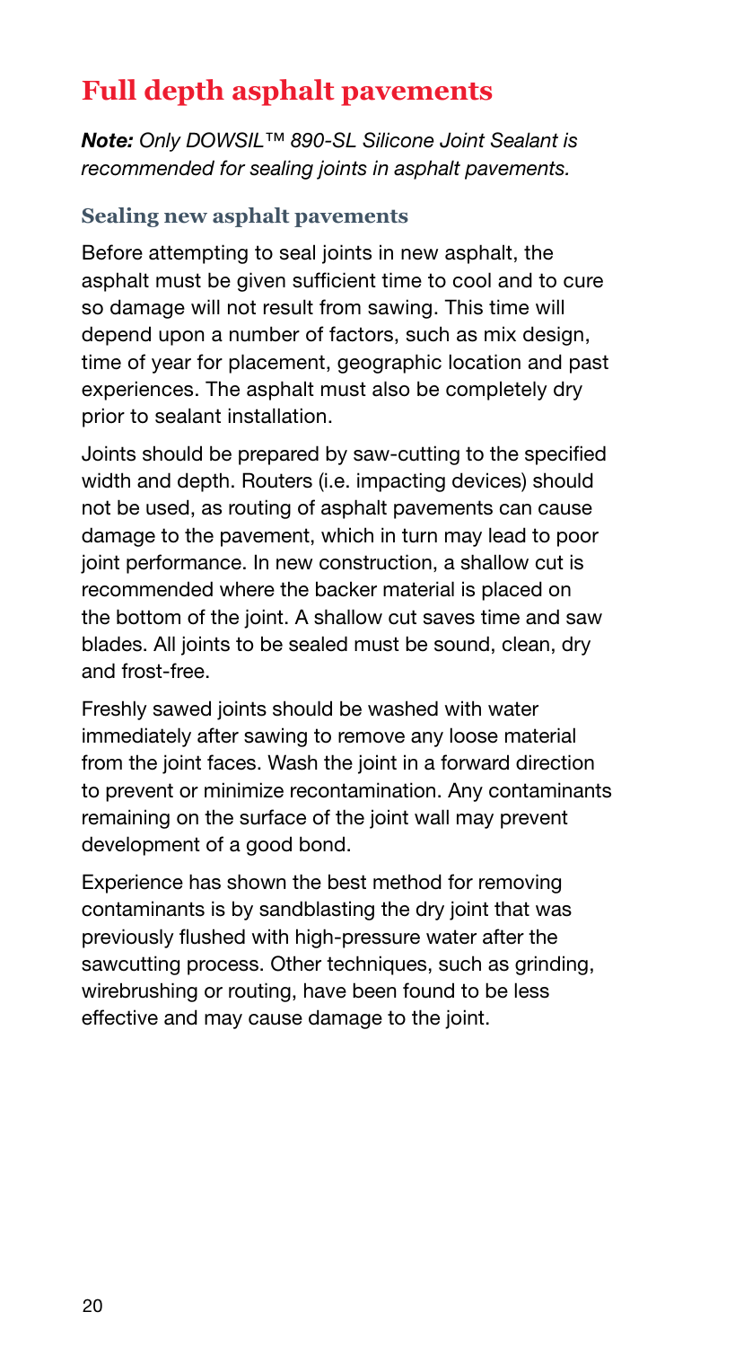# Full depth asphalt pavements

***Note:*** *Only DOWSIL™ 890-SL Silicone Joint Sealant is recommended for sealing joints in asphalt pavements.*

### Sealing new asphalt pavements

Before attempting to seal joints in new asphalt, the asphalt must be given sufficient time to cool and to cure so damage will not result from sawing. This time will depend upon a number of factors, such as mix design, time of year for placement, geographic location and past experiences. The asphalt must also be completely dry prior to sealant installation.

Joints should be prepared by saw-cutting to the specified width and depth. Routers (i.e. impacting devices) should not be used, as routing of asphalt pavements can cause damage to the pavement, which in turn may lead to poor joint performance. In new construction, a shallow cut is recommended where the backer material is placed on the bottom of the joint. A shallow cut saves time and saw blades. All joints to be sealed must be sound, clean, dry and frost-free.

Freshly sawed joints should be washed with water immediately after sawing to remove any loose material from the joint faces. Wash the joint in a forward direction to prevent or minimize recontamination. Any contaminants remaining on the surface of the joint wall may prevent development of a good bond.

Experience has shown the best method for removing contaminants is by sandblasting the dry joint that was previously flushed with high-pressure water after the sawcutting process. Other techniques, such as grinding, wirebrushing or routing, have been found to be less effective and may cause damage to the joint.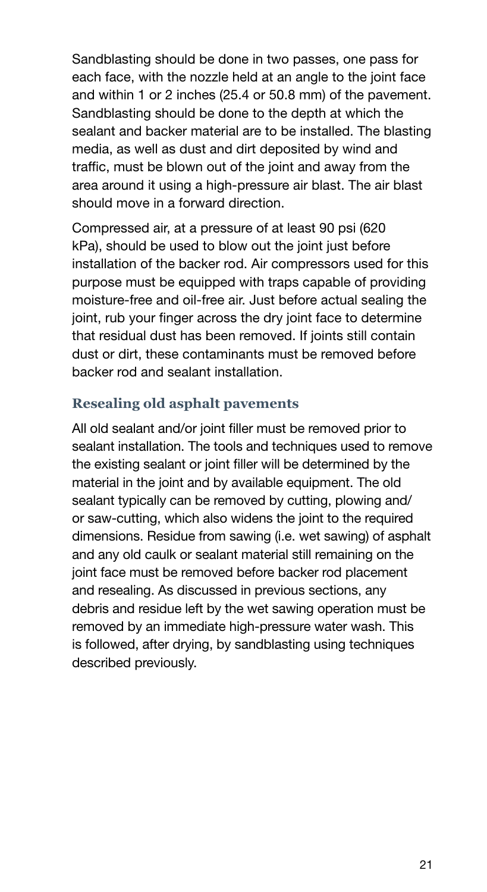Sandblasting should be done in two passes, one pass for each face, with the nozzle held at an angle to the joint face and within 1 or 2 inches (25.4 or 50.8 mm) of the pavement. Sandblasting should be done to the depth at which the sealant and backer material are to be installed. The blasting media, as well as dust and dirt deposited by wind and traffic, must be blown out of the joint and away from the area around it using a high-pressure air blast. The air blast should move in a forward direction.

Compressed air, at a pressure of at least 90 psi (620 kPa), should be used to blow out the joint just before installation of the backer rod. Air compressors used for this purpose must be equipped with traps capable of providing moisture-free and oil-free air. Just before actual sealing the joint, rub your finger across the dry joint face to determine that residual dust has been removed. If joints still contain dust or dirt, these contaminants must be removed before backer rod and sealant installation.

### Resealing old asphalt pavements

All old sealant and/or joint filler must be removed prior to sealant installation. The tools and techniques used to remove the existing sealant or joint filler will be determined by the material in the joint and by available equipment. The old sealant typically can be removed by cutting, plowing and/or saw-cutting, which also widens the joint to the required dimensions. Residue from sawing (i.e. wet sawing) of asphalt and any old caulk or sealant material still remaining on the joint face must be removed before backer rod placement and resealing. As discussed in previous sections, any debris and residue left by the wet sawing operation must be removed by an immediate high-pressure water wash. This is followed, after drying, by sandblasting using techniques described previously.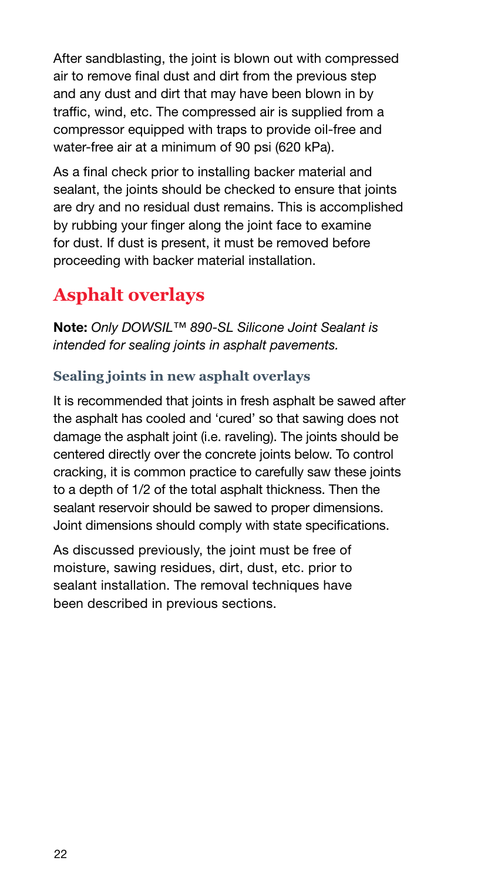After sandblasting, the joint is blown out with compressed air to remove final dust and dirt from the previous step and any dust and dirt that may have been blown in by traffic, wind, etc. The compressed air is supplied from a compressor equipped with traps to provide oil-free and water-free air at a minimum of 90 psi (620 kPa).

As a final check prior to installing backer material and sealant, the joints should be checked to ensure that joints are dry and no residual dust remains. This is accomplished by rubbing your finger along the joint face to examine for dust. If dust is present, it must be removed before proceeding with backer material installation.

## Asphalt overlays

**Note:** *Only DOWSIL™ 890-SL Silicone Joint Sealant is intended for sealing joints in asphalt pavements.*

### Sealing joints in new asphalt overlays

It is recommended that joints in fresh asphalt be sawed after the asphalt has cooled and 'cured' so that sawing does not damage the asphalt joint (i.e. raveling). The joints should be centered directly over the concrete joints below. To control cracking, it is common practice to carefully saw these joints to a depth of 1/2 of the total asphalt thickness. Then the sealant reservoir should be sawed to proper dimensions. Joint dimensions should comply with state specifications.

As discussed previously, the joint must be free of moisture, sawing residues, dirt, dust, etc. prior to sealant installation. The removal techniques have been described in previous sections.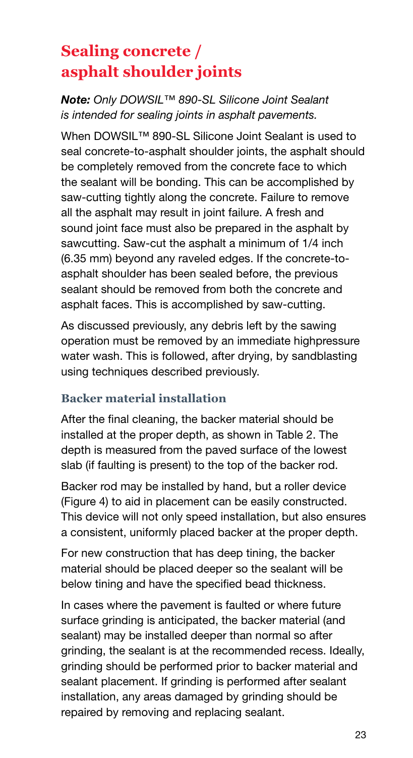## Sealing concrete / asphalt shoulder joints

***Note:** Only DOWSIL™ 890-SL Silicone Joint Sealant is intended for sealing joints in asphalt pavements.*

When DOWSIL™ 890-SL Silicone Joint Sealant is used to seal concrete-to-asphalt shoulder joints, the asphalt should be completely removed from the concrete face to which the sealant will be bonding. This can be accomplished by saw-cutting tightly along the concrete. Failure to remove all the asphalt may result in joint failure. A fresh and sound joint face must also be prepared in the asphalt by sawcutting. Saw-cut the asphalt a minimum of 1/4 inch (6.35 mm) beyond any raveled edges. If the concrete-to-asphalt shoulder has been sealed before, the previous sealant should be removed from both the concrete and asphalt faces. This is accomplished by saw-cutting.

As discussed previously, any debris left by the sawing operation must be removed by an immediate highpressure water wash. This is followed, after drying, by sandblasting using techniques described previously.

### Backer material installation

After the final cleaning, the backer material should be installed at the proper depth, as shown in Table 2. The depth is measured from the paved surface of the lowest slab (if faulting is present) to the top of the backer rod.

Backer rod may be installed by hand, but a roller device (Figure 4) to aid in placement can be easily constructed. This device will not only speed installation, but also ensures a consistent, uniformly placed backer at the proper depth.

For new construction that has deep tining, the backer material should be placed deeper so the sealant will be below tining and have the specified bead thickness.

In cases where the pavement is faulted or where future surface grinding is anticipated, the backer material (and sealant) may be installed deeper than normal so after grinding, the sealant is at the recommended recess. Ideally, grinding should be performed prior to backer material and sealant placement. If grinding is performed after sealant installation, any areas damaged by grinding should be repaired by removing and replacing sealant.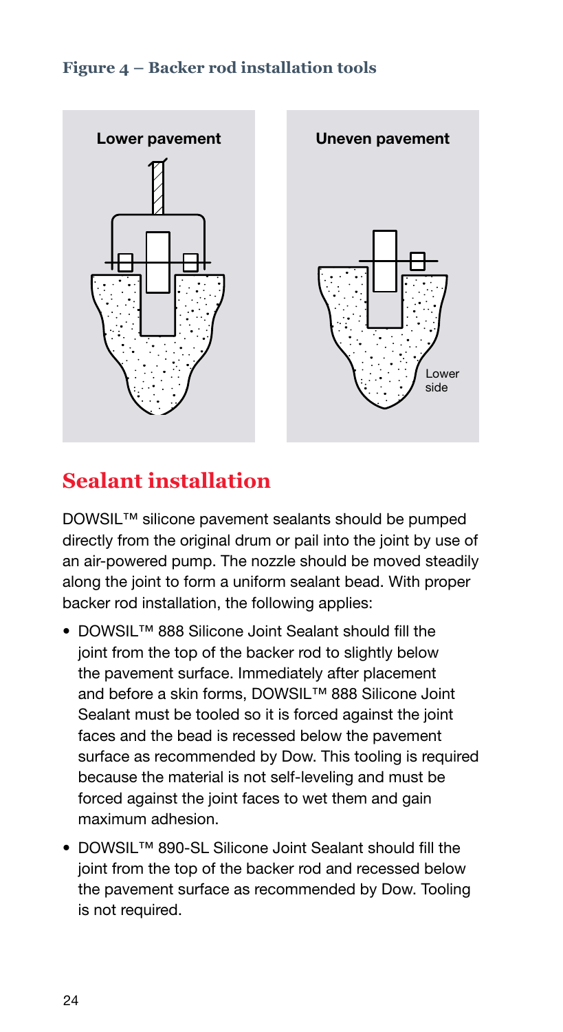**Figure 4 – Backer rod installation tools**

Lower pavement

Uneven pavement

Lower side

## Sealant installation

DOWSIL™ silicone pavement sealants should be pumped directly from the original drum or pail into the joint by use of an air-powered pump. The nozzle should be moved steadily along the joint to form a uniform sealant bead. With proper backer rod installation, the following applies:

- DOWSIL™ 888 Silicone Joint Sealant should fill the joint from the top of the backer rod to slightly below the pavement surface. Immediately after placement and before a skin forms, DOWSIL™ 888 Silicone Joint Sealant must be tooled so it is forced against the joint faces and the bead is recessed below the pavement surface as recommended by Dow. This tooling is required because the material is not self-leveling and must be forced against the joint faces to wet them and gain maximum adhesion.
- DOWSIL™ 890-SL Silicone Joint Sealant should fill the joint from the top of the backer rod and recessed below the pavement surface as recommended by Dow. Tooling is not required.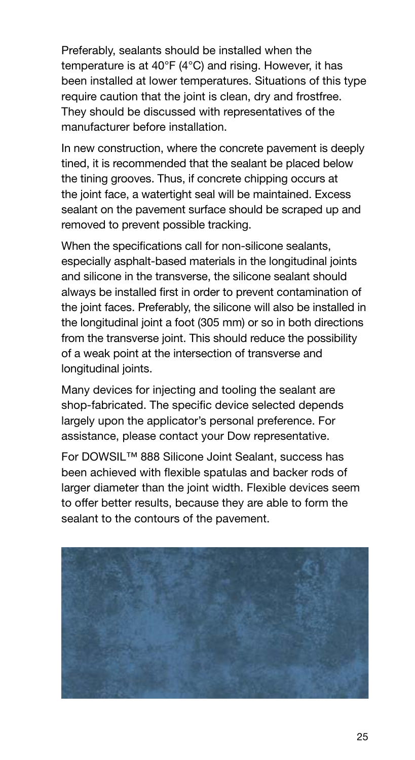Preferably, sealants should be installed when the temperature is at 40°F (4°C) and rising. However, it has been installed at lower temperatures. Situations of this type require caution that the joint is clean, dry and frostfree. They should be discussed with representatives of the manufacturer before installation.

In new construction, where the concrete pavement is deeply tined, it is recommended that the sealant be placed below the tining grooves. Thus, if concrete chipping occurs at the joint face, a watertight seal will be maintained. Excess sealant on the pavement surface should be scraped up and removed to prevent possible tracking.

When the specifications call for non-silicone sealants, especially asphalt-based materials in the longitudinal joints and silicone in the transverse, the silicone sealant should always be installed first in order to prevent contamination of the joint faces. Preferably, the silicone will also be installed in the longitudinal joint a foot (305 mm) or so in both directions from the transverse joint. This should reduce the possibility of a weak point at the intersection of transverse and longitudinal joints.

Many devices for injecting and tooling the sealant are shop-fabricated. The specific device selected depends largely upon the applicator's personal preference. For assistance, please contact your Dow representative.

For DOWSIL™ 888 Silicone Joint Sealant, success has been achieved with flexible spatulas and backer rods of larger diameter than the joint width. Flexible devices seem to offer better results, because they are able to form the sealant to the contours of the pavement.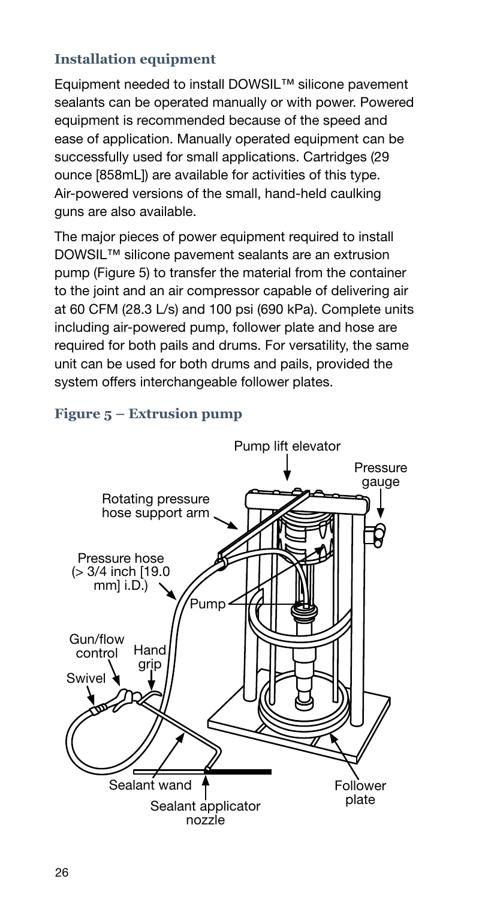### Installation equipment

Equipment needed to install DOWSIL™ silicone pavement sealants can be operated manually or with power. Powered equipment is recommended because of the speed and ease of application. Manually operated equipment can be successfully used for small applications. Cartridges (29 ounce [858mL]) are available for activities of this type. Air-powered versions of the small, hand-held caulking guns are also available.

The major pieces of power equipment required to install DOWSIL™ silicone pavement sealants are an extrusion pump (Figure 5) to transfer the material from the container to the joint and an air compressor capable of delivering air at 60 CFM (28.3 L/s) and 100 psi (690 kPa). Complete units including air-powered pump, follower plate and hose are required for both pails and drums. For versatility, the same unit can be used for both drums and pails, provided the system offers interchangeable follower plates.

**Figure 5 – Extrusion pump**

Pump lift elevator

Pressure gauge

Rotating pressure hose support arm

Pressure hose (> 3/4 inch [19.0 mm] i.D.)

Pump

Gun/flow control

Hand grip

Swivel

Sealant wand

Sealant applicator nozzle

Follower plate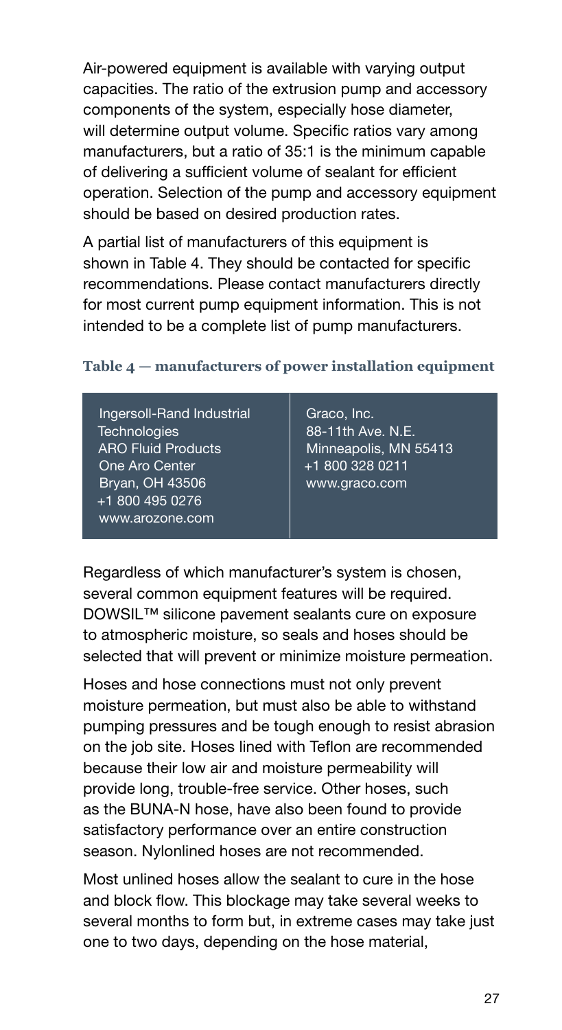Air-powered equipment is available with varying output capacities. The ratio of the extrusion pump and accessory components of the system, especially hose diameter, will determine output volume. Specific ratios vary among manufacturers, but a ratio of 35:1 is the minimum capable of delivering a sufficient volume of sealant for efficient operation. Selection of the pump and accessory equipment should be based on desired production rates.

A partial list of manufacturers of this equipment is shown in Table 4. They should be contacted for specific recommendations. Please contact manufacturers directly for most current pump equipment information. This is not intended to be a complete list of pump manufacturers.

**Table 4 — manufacturers of power installation equipment**

| | |
|---|---|
| Ingersoll-Rand Industrial Technologies<br>ARO Fluid Products<br>One Aro Center<br>Bryan, OH 43506<br>+1 800 495 0276<br>www.arozone.com | Graco, Inc.<br>88-11th Ave. N.E.<br>Minneapolis, MN 55413<br>+1 800 328 0211<br>www.graco.com |

Regardless of which manufacturer's system is chosen, several common equipment features will be required. DOWSIL™ silicone pavement sealants cure on exposure to atmospheric moisture, so seals and hoses should be selected that will prevent or minimize moisture permeation.

Hoses and hose connections must not only prevent moisture permeation, but must also be able to withstand pumping pressures and be tough enough to resist abrasion on the job site. Hoses lined with Teflon are recommended because their low air and moisture permeability will provide long, trouble-free service. Other hoses, such as the BUNA-N hose, have also been found to provide satisfactory performance over an entire construction season. Nylonlined hoses are not recommended.

Most unlined hoses allow the sealant to cure in the hose and block flow. This blockage may take several weeks to several months to form but, in extreme cases may take just one to two days, depending on the hose material,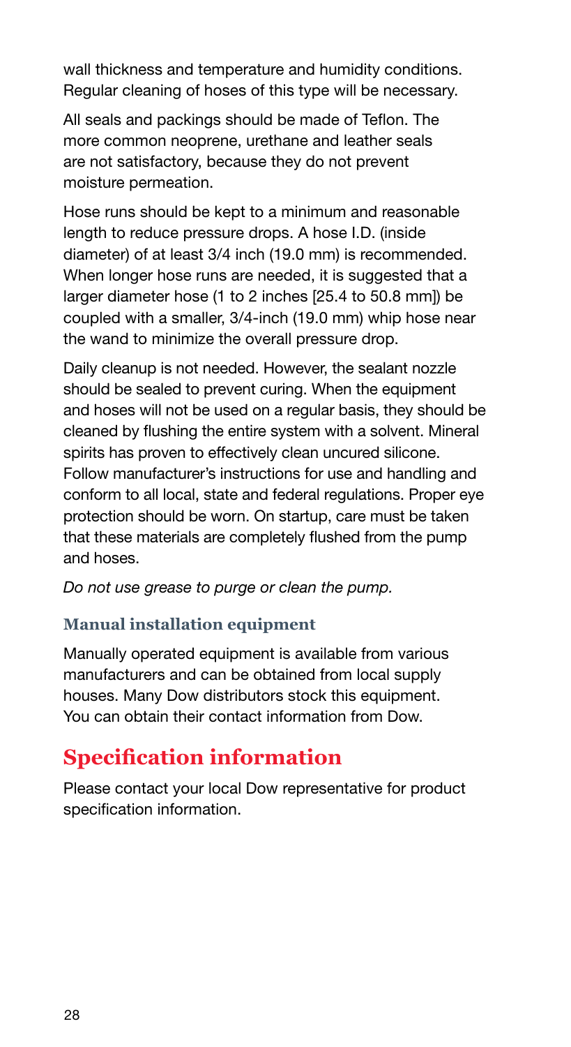wall thickness and temperature and humidity conditions. Regular cleaning of hoses of this type will be necessary.

All seals and packings should be made of Teflon. The more common neoprene, urethane and leather seals are not satisfactory, because they do not prevent moisture permeation.

Hose runs should be kept to a minimum and reasonable length to reduce pressure drops. A hose I.D. (inside diameter) of at least 3/4 inch (19.0 mm) is recommended. When longer hose runs are needed, it is suggested that a larger diameter hose (1 to 2 inches [25.4 to 50.8 mm]) be coupled with a smaller, 3/4-inch (19.0 mm) whip hose near the wand to minimize the overall pressure drop.

Daily cleanup is not needed. However, the sealant nozzle should be sealed to prevent curing. When the equipment and hoses will not be used on a regular basis, they should be cleaned by flushing the entire system with a solvent. Mineral spirits has proven to effectively clean uncured silicone. Follow manufacturer's instructions for use and handling and conform to all local, state and federal regulations. Proper eye protection should be worn. On startup, care must be taken that these materials are completely flushed from the pump and hoses.

*Do not use grease to purge or clean the pump.*

### Manual installation equipment

Manually operated equipment is available from various manufacturers and can be obtained from local supply houses. Many Dow distributors stock this equipment. You can obtain their contact information from Dow.

## Specification information

Please contact your local Dow representative for product specification information.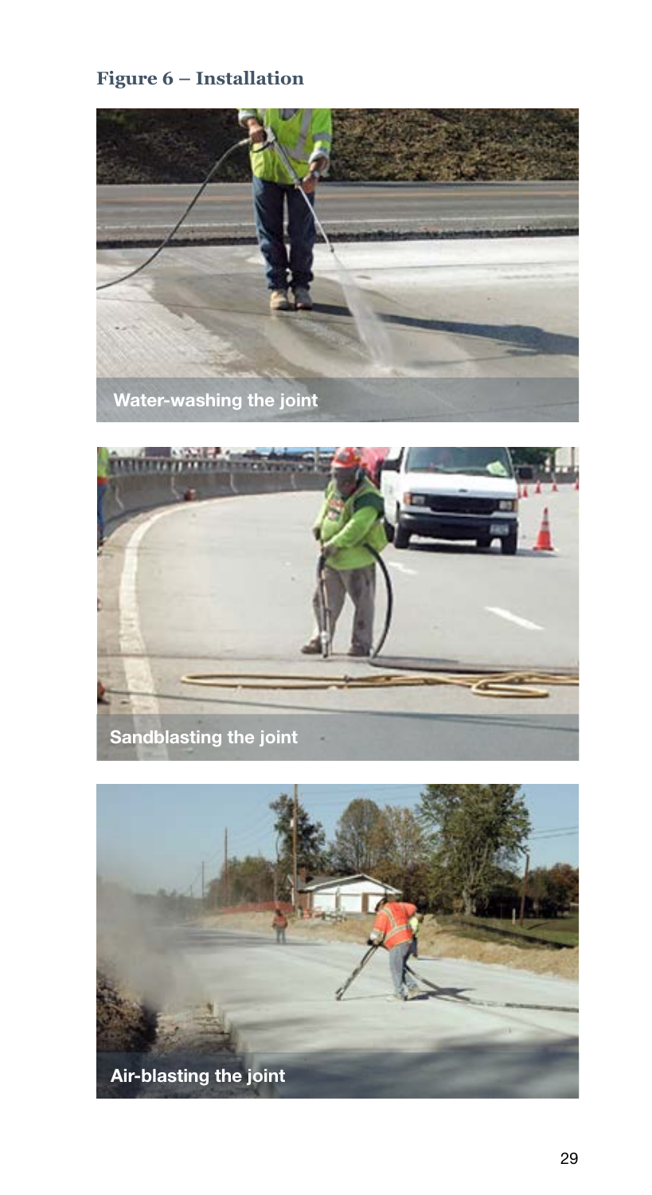**Figure 6 – Installation**

Water-washing the joint

Sandblasting the joint

Air-blasting the joint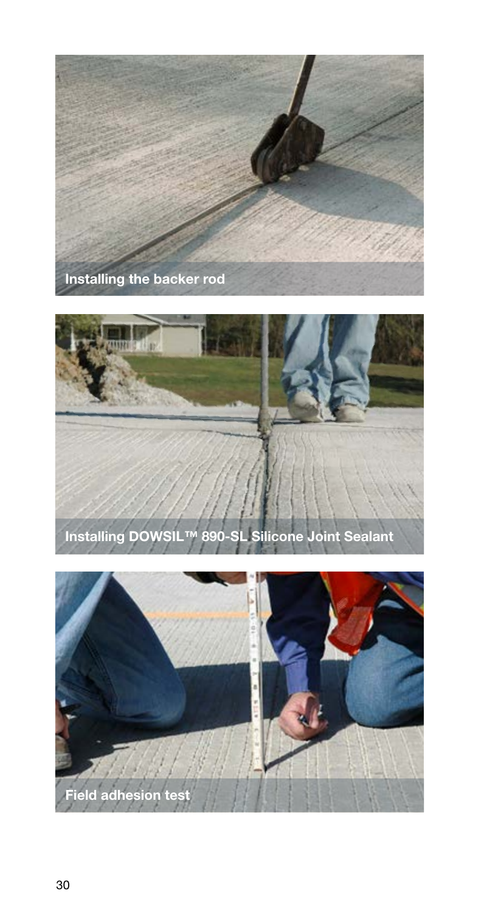Installing the backer rod

Installing DOWSIL™ 890-SL Silicone Joint Sealant

Field adhesion test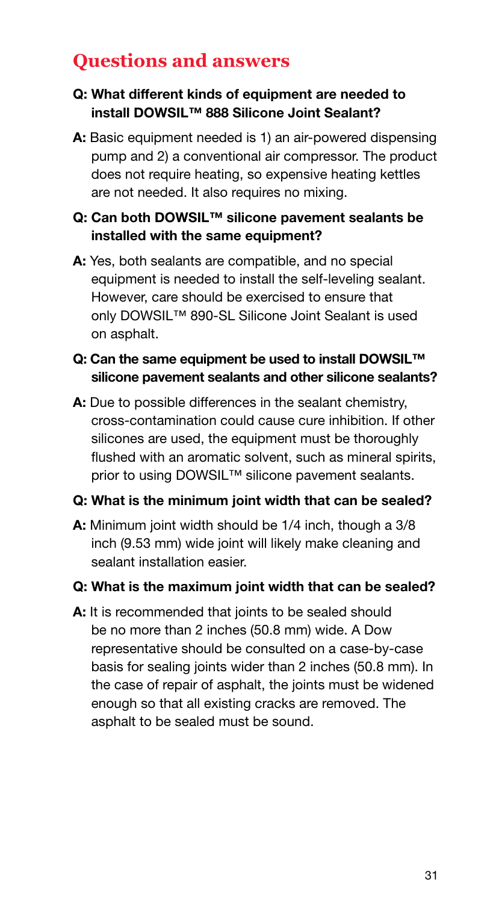## Questions and answers

**Q: What different kinds of equipment are needed to install DOWSIL™ 888 Silicone Joint Sealant?**

**A:** Basic equipment needed is 1) an air-powered dispensing pump and 2) a conventional air compressor. The product does not require heating, so expensive heating kettles are not needed. It also requires no mixing.

**Q: Can both DOWSIL™ silicone pavement sealants be installed with the same equipment?**

**A:** Yes, both sealants are compatible, and no special equipment is needed to install the self-leveling sealant. However, care should be exercised to ensure that only DOWSIL™ 890-SL Silicone Joint Sealant is used on asphalt.

**Q: Can the same equipment be used to install DOWSIL™ silicone pavement sealants and other silicone sealants?**

**A:** Due to possible differences in the sealant chemistry, cross-contamination could cause cure inhibition. If other silicones are used, the equipment must be thoroughly flushed with an aromatic solvent, such as mineral spirits, prior to using DOWSIL™ silicone pavement sealants.

**Q: What is the minimum joint width that can be sealed?**

**A:** Minimum joint width should be 1/4 inch, though a 3/8 inch (9.53 mm) wide joint will likely make cleaning and sealant installation easier.

**Q: What is the maximum joint width that can be sealed?**

**A:** It is recommended that joints to be sealed should be no more than 2 inches (50.8 mm) wide. A Dow representative should be consulted on a case-by-case basis for sealing joints wider than 2 inches (50.8 mm). In the case of repair of asphalt, the joints must be widened enough so that all existing cracks are removed. The asphalt to be sealed must be sound.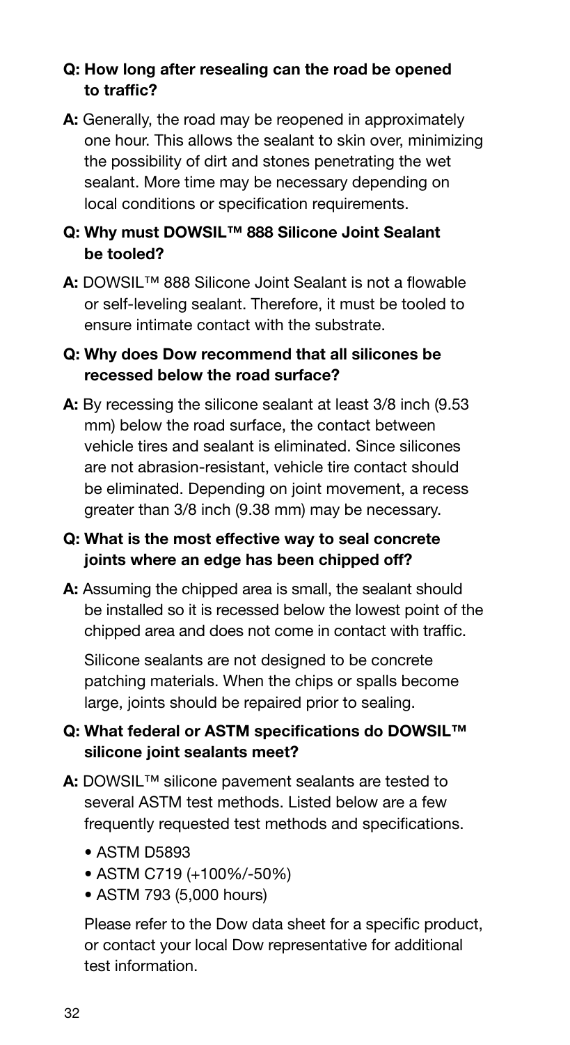**Q: How long after resealing can the road be opened to traffic?**

**A:** Generally, the road may be reopened in approximately one hour. This allows the sealant to skin over, minimizing the possibility of dirt and stones penetrating the wet sealant. More time may be necessary depending on local conditions or specification requirements.

**Q: Why must DOWSIL™ 888 Silicone Joint Sealant be tooled?**

**A:** DOWSIL™ 888 Silicone Joint Sealant is not a flowable or self-leveling sealant. Therefore, it must be tooled to ensure intimate contact with the substrate.

**Q: Why does Dow recommend that all silicones be recessed below the road surface?**

**A:** By recessing the silicone sealant at least 3/8 inch (9.53 mm) below the road surface, the contact between vehicle tires and sealant is eliminated. Since silicones are not abrasion-resistant, vehicle tire contact should be eliminated. Depending on joint movement, a recess greater than 3/8 inch (9.38 mm) may be necessary.

**Q: What is the most effective way to seal concrete joints where an edge has been chipped off?**

**A:** Assuming the chipped area is small, the sealant should be installed so it is recessed below the lowest point of the chipped area and does not come in contact with traffic.

Silicone sealants are not designed to be concrete patching materials. When the chips or spalls become large, joints should be repaired prior to sealing.

**Q: What federal or ASTM specifications do DOWSIL™ silicone joint sealants meet?**

**A:** DOWSIL™ silicone pavement sealants are tested to several ASTM test methods. Listed below are a few frequently requested test methods and specifications.

- ASTM D5893
- ASTM C719 (+100%/-50%)
- ASTM 793 (5,000 hours)

Please refer to the Dow data sheet for a specific product, or contact your local Dow representative for additional test information.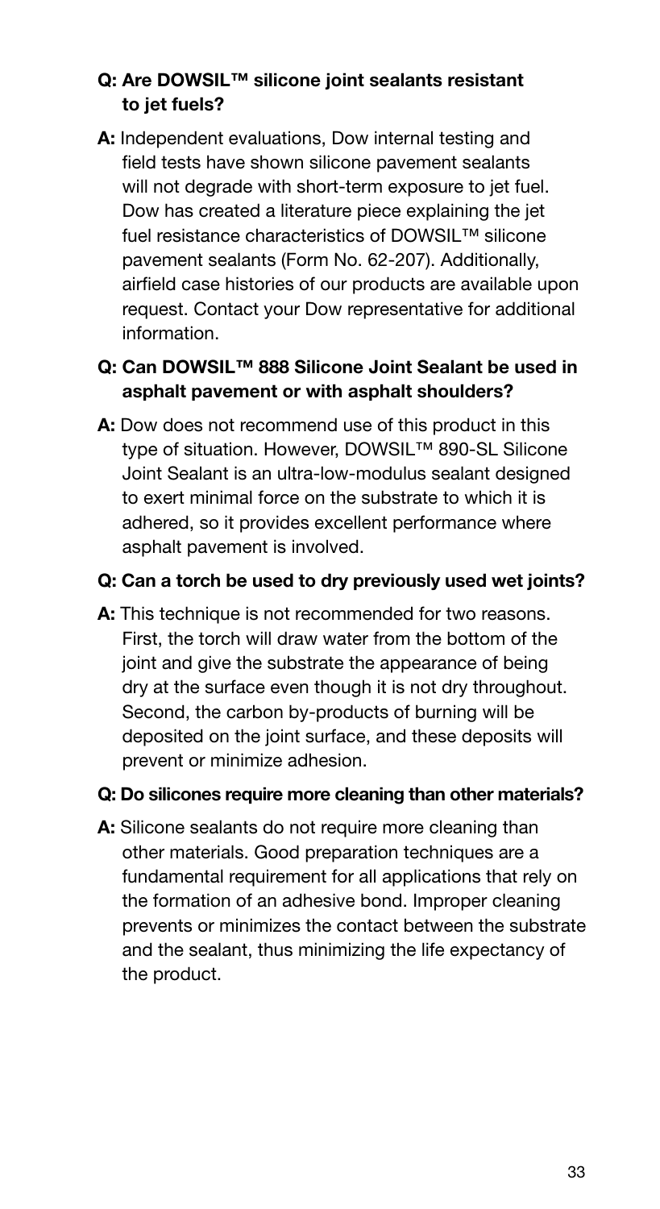**Q: Are DOWSIL™ silicone joint sealants resistant to jet fuels?**

**A:** Independent evaluations, Dow internal testing and field tests have shown silicone pavement sealants will not degrade with short-term exposure to jet fuel. Dow has created a literature piece explaining the jet fuel resistance characteristics of DOWSIL™ silicone pavement sealants (Form No. 62-207). Additionally, airfield case histories of our products are available upon request. Contact your Dow representative for additional information.

**Q: Can DOWSIL™ 888 Silicone Joint Sealant be used in asphalt pavement or with asphalt shoulders?**

**A:** Dow does not recommend use of this product in this type of situation. However, DOWSIL™ 890-SL Silicone Joint Sealant is an ultra-low-modulus sealant designed to exert minimal force on the substrate to which it is adhered, so it provides excellent performance where asphalt pavement is involved.

**Q: Can a torch be used to dry previously used wet joints?**

**A:** This technique is not recommended for two reasons. First, the torch will draw water from the bottom of the joint and give the substrate the appearance of being dry at the surface even though it is not dry throughout. Second, the carbon by-products of burning will be deposited on the joint surface, and these deposits will prevent or minimize adhesion.

**Q: Do silicones require more cleaning than other materials?**

**A:** Silicone sealants do not require more cleaning than other materials. Good preparation techniques are a fundamental requirement for all applications that rely on the formation of an adhesive bond. Improper cleaning prevents or minimizes the contact between the substrate and the sealant, thus minimizing the life expectancy of the product.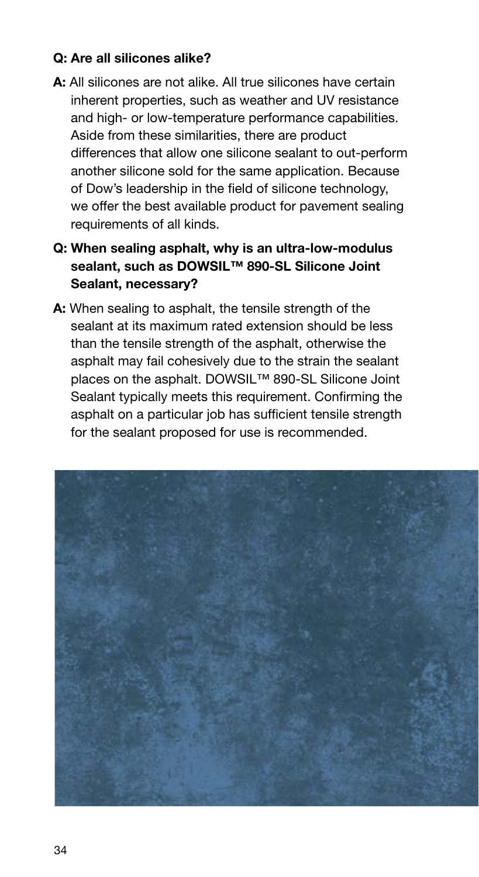**Q: Are all silicones alike?**

**A:** All silicones are not alike. All true silicones have certain inherent properties, such as weather and UV resistance and high- or low-temperature performance capabilities. Aside from these similarities, there are product differences that allow one silicone sealant to out-perform another silicone sold for the same application. Because of Dow's leadership in the field of silicone technology, we offer the best available product for pavement sealing requirements of all kinds.

**Q: When sealing asphalt, why is an ultra-low-modulus sealant, such as DOWSIL™ 890-SL Silicone Joint Sealant, necessary?**

**A:** When sealing to asphalt, the tensile strength of the sealant at its maximum rated extension should be less than the tensile strength of the asphalt, otherwise the asphalt may fail cohesively due to the strain the sealant places on the asphalt. DOWSIL™ 890-SL Silicone Joint Sealant typically meets this requirement. Confirming the asphalt on a particular job has sufficient tensile strength for the sealant proposed for use is recommended.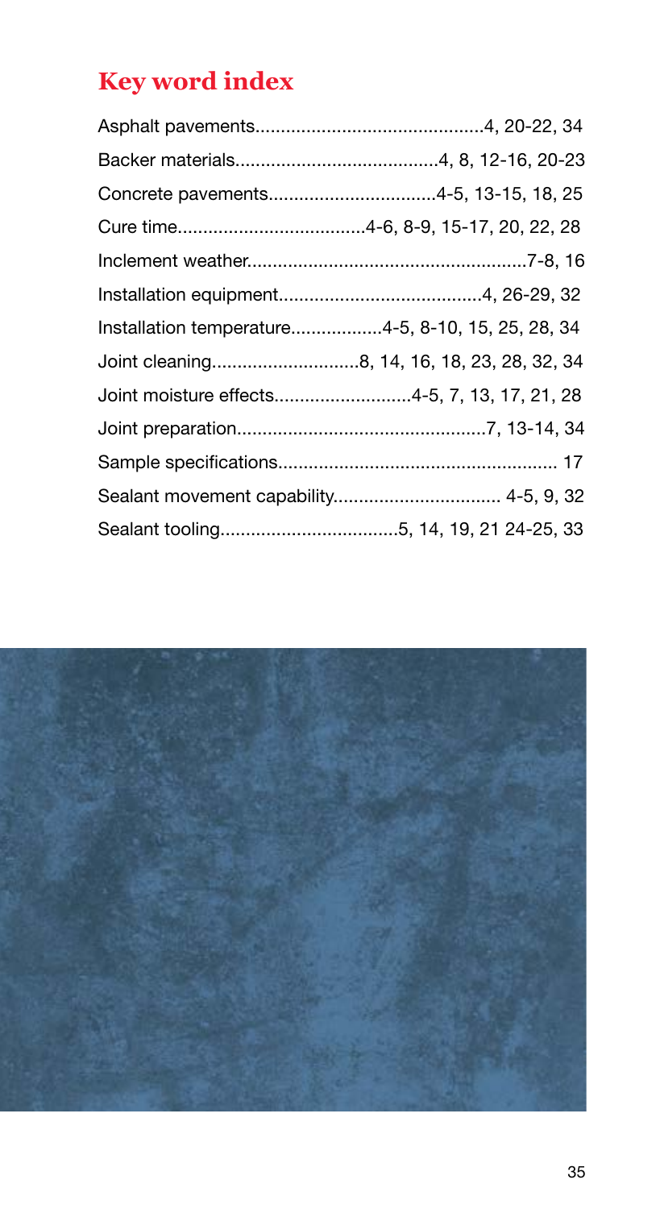## Key word index

Asphalt pavements............................................4, 20-22, 34
Backer materials.......................................4, 8, 12-16, 20-23
Concrete pavements.................................4-5, 13-15, 18, 25
Cure time....................................4-6, 8-9, 15-17, 20, 22, 28
Inclement weather......................................................7-8, 16
Installation equipment.......................................4, 26-29, 32
Installation temperature..................4-5, 8-10, 15, 25, 28, 34
Joint cleaning.............................8, 14, 16, 18, 23, 28, 32, 34
Joint moisture effects..........................4-5, 7, 13, 17, 21, 28
Joint preparation................................................7, 13-14, 34
Sample specifications...................................................... 17
Sealant movement capability................................ 4-5, 9, 32
Sealant tooling..................................5, 14, 19, 21 24-25, 33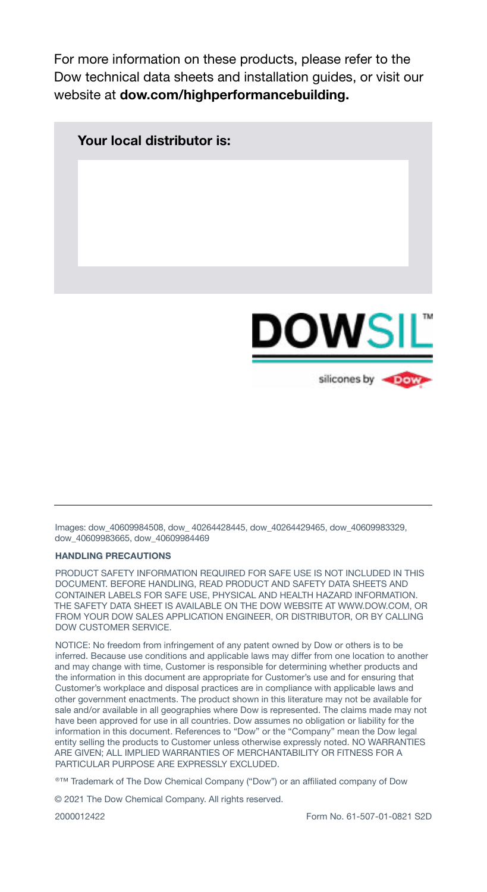For more information on these products, please refer to the Dow technical data sheets and installation guides, or visit our website at **dow.com/highperformancebuilding.**

**Your local distributor is:**

DOWSIL™

silicones by DOW

Images: dow_40609984508, dow_ 40264428445, dow_40264429465, dow_40609983329, dow_40609983665, dow_40609984469

**HANDLING PRECAUTIONS**

PRODUCT SAFETY INFORMATION REQUIRED FOR SAFE USE IS NOT INCLUDED IN THIS DOCUMENT. BEFORE HANDLING, READ PRODUCT AND SAFETY DATA SHEETS AND CONTAINER LABELS FOR SAFE USE, PHYSICAL AND HEALTH HAZARD INFORMATION. THE SAFETY DATA SHEET IS AVAILABLE ON THE DOW WEBSITE AT WWW.DOW.COM, OR FROM YOUR DOW SALES APPLICATION ENGINEER, OR DISTRIBUTOR, OR BY CALLING DOW CUSTOMER SERVICE.

NOTICE: No freedom from infringement of any patent owned by Dow or others is to be inferred. Because use conditions and applicable laws may differ from one location to another and may change with time, Customer is responsible for determining whether products and the information in this document are appropriate for Customer's use and for ensuring that Customer's workplace and disposal practices are in compliance with applicable laws and other government enactments. The product shown in this literature may not be available for sale and/or available in all geographies where Dow is represented. The claims made may not have been approved for use in all countries. Dow assumes no obligation or liability for the information in this document. References to "Dow" or the "Company" mean the Dow legal entity selling the products to Customer unless otherwise expressly noted. NO WARRANTIES ARE GIVEN; ALL IMPLIED WARRANTIES OF MERCHANTABILITY OR FITNESS FOR A PARTICULAR PURPOSE ARE EXPRESSLY EXCLUDED.

®™ Trademark of The Dow Chemical Company ("Dow") or an affiliated company of Dow

© 2021 The Dow Chemical Company. All rights reserved.

2000012422 Form No. 61-507-01-0821 S2D